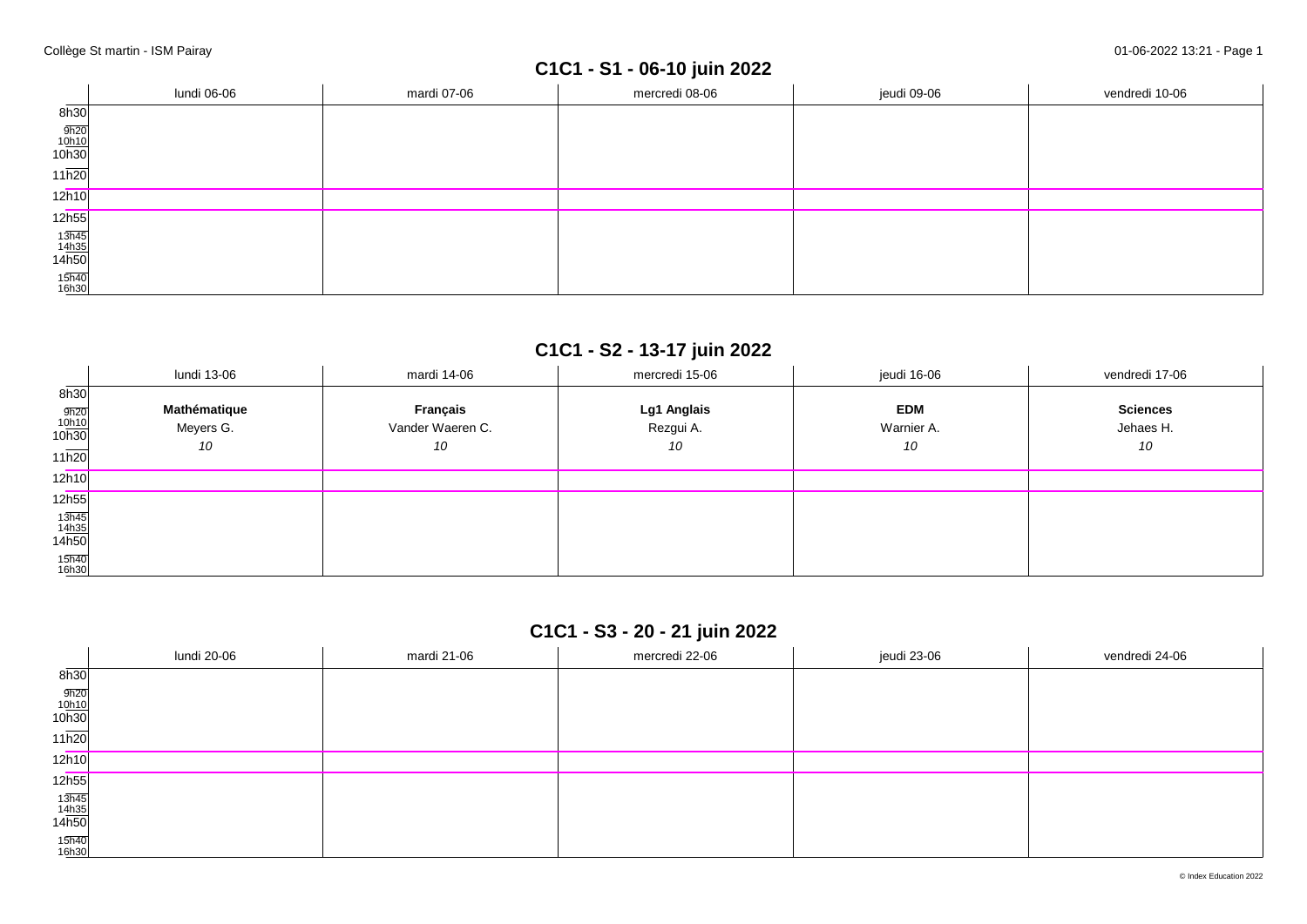## C1C1 - S1 - 06-10 juin 2022

| | lundi 06-06 | mardi 07-06 | mercredi 08-06 | jeudi 09-06 | vendredi 10-06 |
|---|---|---|---|---|---|
| 8h30 | | | | | |
| 9h20 | | | | | |
| 10h10 | | | | | |
| 10h30 | | | | | |
| 11h20 | | | | | |
| 12h10 | | | | | |
| 12h55 | | | | | |
| 13h45 | | | | | |
| 14h35 | | | | | |
| 14h50 | | | | | |
| 15h40 | | | | | |
| 16h30 | | | | | |

## C1C1 - S2 - 13-17 juin 2022

| | lundi 13-06 | mardi 14-06 | mercredi 15-06 | jeudi 16-06 | vendredi 17-06 |
|---|---|---|---|---|---|
| 8h30 - 11h20 | **Mathématique** Meyers G. *10* | **Français** Vander Waeren C. *10* | **Lg1 Anglais** Rezgui A. *10* | **EDM** Warnier A. *10* | **Sciences** Jehaes H. *10* |
| 12h10 | | | | | |
| 12h55 | | | | | |
| 13h45 | | | | | |
| 14h35 | | | | | |
| 14h50 | | | | | |
| 15h40 | | | | | |
| 16h30 | | | | | |

## C1C1 - S3 - 20 - 21 juin 2022

| | lundi 20-06 | mardi 21-06 | mercredi 22-06 | jeudi 23-06 | vendredi 24-06 |
|---|---|---|---|---|---|
| 8h30 | | | | | |
| 9h20 | | | | | |
| 10h10 | | | | | |
| 10h30 | | | | | |
| 11h20 | | | | | |
| 12h10 | | | | | |
| 12h55 | | | | | |
| 13h45 | | | | | |
| 14h35 | | | | | |
| 14h50 | | | | | |
| 15h40 | | | | | |
| 16h30 | | | | | |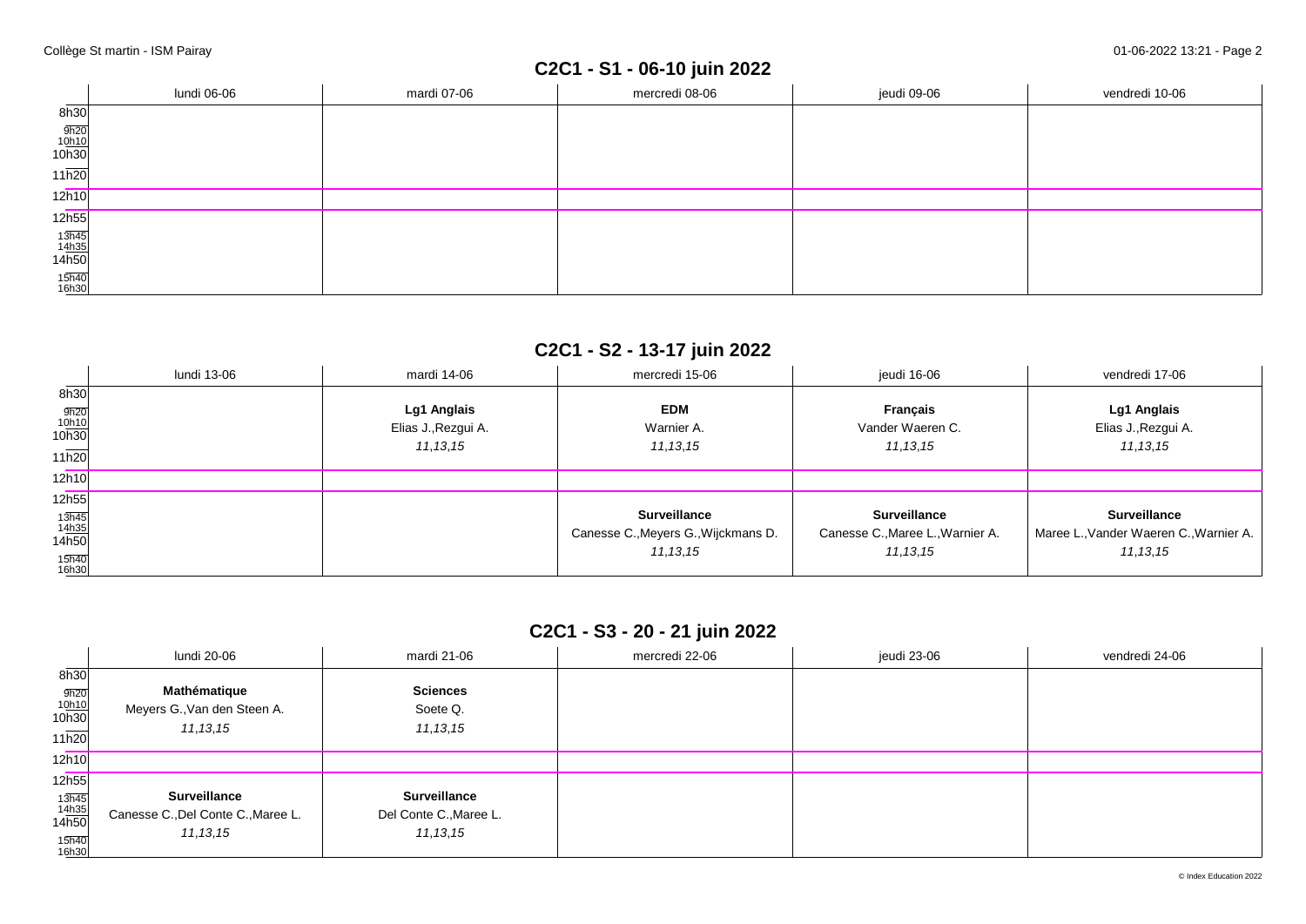## C2C1 - S1 - 06-10 juin 2022

| | lundi 06-06 | mardi 07-06 | mercredi 08-06 | jeudi 09-06 | vendredi 10-06 |
|---|---|---|---|---|---|
| 8h30 - 11h20 | | | | | |
| 12h10 | | | | | |
| 12h55 - 16h30 | | | | | |

## C2C1 - S2 - 13-17 juin 2022

| | lundi 13-06 | mardi 14-06 | mercredi 15-06 | jeudi 16-06 | vendredi 17-06 |
|---|---|---|---|---|---|
| 8h30 - 11h20 | | **Lg1 Anglais**<br>Elias J.,Rezgui A.<br>*11,13,15* | **EDM**<br>Warnier A.<br>*11,13,15* | **Français**<br>Vander Waeren C.<br>*11,13,15* | **Lg1 Anglais**<br>Elias J.,Rezgui A.<br>*11,13,15* |
| 12h10 | | | | | |
| 12h55 - 16h30 | | | **Surveillance**<br>Canesse C.,Meyers G.,Wijckmans D.<br>*11,13,15* | **Surveillance**<br>Canesse C.,Maree L.,Warnier A.<br>*11,13,15* | **Surveillance**<br>Maree L.,Vander Waeren C.,Warnier A.<br>*11,13,15* |

## C2C1 - S3 - 20 - 21 juin 2022

| | lundi 20-06 | mardi 21-06 | mercredi 22-06 | jeudi 23-06 | vendredi 24-06 |
|---|---|---|---|---|---|
| 8h30 - 11h20 | **Mathématique**<br>Meyers G.,Van den Steen A.<br>*11,13,15* | **Sciences**<br>Soete Q.<br>*11,13,15* | | | |
| 12h10 | | | | | |
| 12h55 - 16h30 | **Surveillance**<br>Canesse C.,Del Conte C.,Maree L.<br>*11,13,15* | **Surveillance**<br>Del Conte C.,Maree L.<br>*11,13,15* | | | |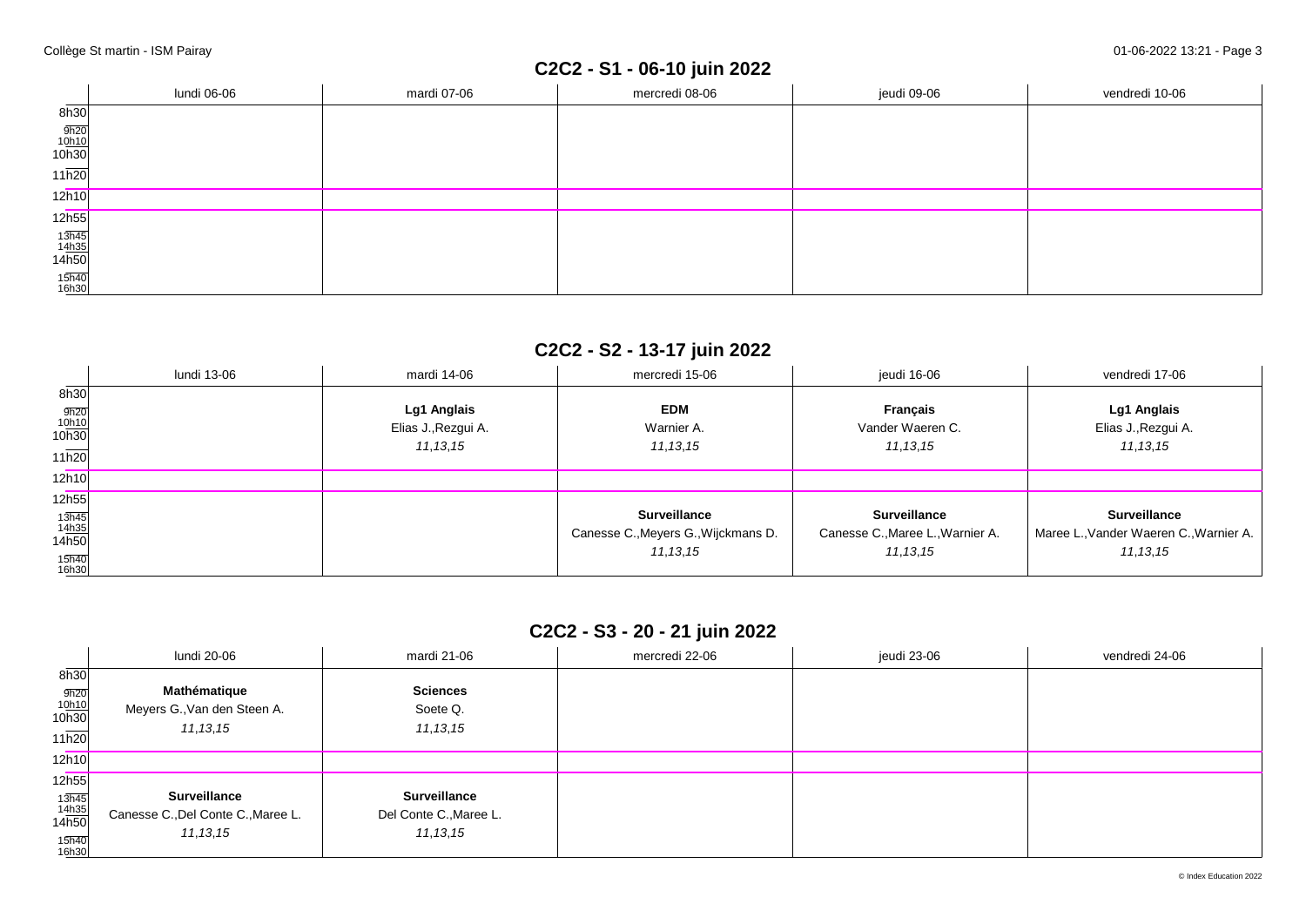## C2C2 - S1 - 06-10 juin 2022

| | lundi 06-06 | mardi 07-06 | mercredi 08-06 | jeudi 09-06 | vendredi 10-06 |
|---|---|---|---|---|---|
| 8h30 - 12h10 | | | | | |
| 12h55 - 16h30 | | | | | |

## C2C2 - S2 - 13-17 juin 2022

| | lundi 13-06 | mardi 14-06 | mercredi 15-06 | jeudi 16-06 | vendredi 17-06 |
|---|---|---|---|---|---|
| 8h30 - 12h10 | | **Lg1 Anglais**<br>Elias J.,Rezgui A.<br>*11,13,15* | **EDM**<br>Warnier A.<br>*11,13,15* | **Français**<br>Vander Waeren C.<br>*11,13,15* | **Lg1 Anglais**<br>Elias J.,Rezgui A.<br>*11,13,15* |
| 12h55 - 16h30 | | | **Surveillance**<br>Canesse C.,Meyers G.,Wijckmans D.<br>*11,13,15* | **Surveillance**<br>Canesse C.,Maree L.,Warnier A.<br>*11,13,15* | **Surveillance**<br>Maree L.,Vander Waeren C.,Warnier A.<br>*11,13,15* |

## C2C2 - S3 - 20 - 21 juin 2022

| | lundi 20-06 | mardi 21-06 | mercredi 22-06 | jeudi 23-06 | vendredi 24-06 |
|---|---|---|---|---|---|
| 8h30 - 12h10 | **Mathématique**<br>Meyers G.,Van den Steen A.<br>*11,13,15* | **Sciences**<br>Soete Q.<br>*11,13,15* | | | |
| 12h55 - 16h30 | **Surveillance**<br>Canesse C.,Del Conte C.,Maree L.<br>*11,13,15* | **Surveillance**<br>Del Conte C.,Maree L.<br>*11,13,15* | | | |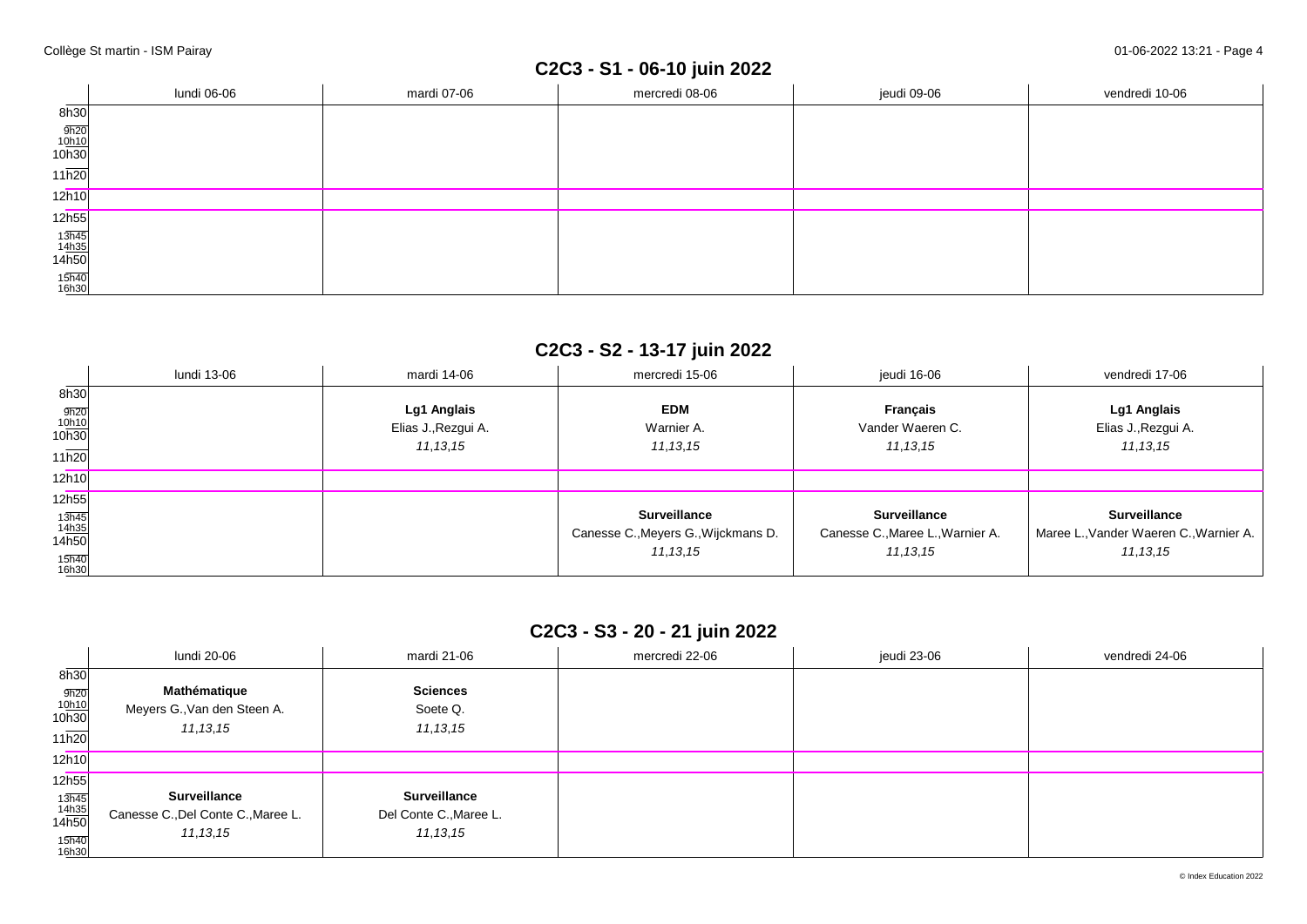## C2C3 - S1 - 06-10 juin 2022

| | lundi 06-06 | mardi 07-06 | mercredi 08-06 | jeudi 09-06 | vendredi 10-06 |
|---|---|---|---|---|---|
| 8h30 - 11h20 | | | | | |
| 12h10 | | | | | |
| 12h55 - 16h30 | | | | | |

## C2C3 - S2 - 13-17 juin 2022

| | lundi 13-06 | mardi 14-06 | mercredi 15-06 | jeudi 16-06 | vendredi 17-06 |
|---|---|---|---|---|---|
| 8h30 - 11h20 | | **Lg1 Anglais**<br>Elias J.,Rezgui A.<br>*11,13,15* | **EDM**<br>Warnier A.<br>*11,13,15* | **Français**<br>Vander Waeren C.<br>*11,13,15* | **Lg1 Anglais**<br>Elias J.,Rezgui A.<br>*11,13,15* |
| 12h10 | | | | | |
| 12h55 - 16h30 | | | **Surveillance**<br>Canesse C.,Meyers G.,Wijckmans D.<br>*11,13,15* | **Surveillance**<br>Canesse C.,Maree L.,Warnier A.<br>*11,13,15* | **Surveillance**<br>Maree L.,Vander Waeren C.,Warnier A.<br>*11,13,15* |

## C2C3 - S3 - 20 - 21 juin 2022

| | lundi 20-06 | mardi 21-06 | mercredi 22-06 | jeudi 23-06 | vendredi 24-06 |
|---|---|---|---|---|---|
| 8h30 - 11h20 | **Mathématique**<br>Meyers G.,Van den Steen A.<br>*11,13,15* | **Sciences**<br>Soete Q.<br>*11,13,15* | | | |
| 12h10 | | | | | |
| 12h55 - 16h30 | **Surveillance**<br>Canesse C.,Del Conte C.,Maree L.<br>*11,13,15* | **Surveillance**<br>Del Conte C.,Maree L.<br>*11,13,15* | | | |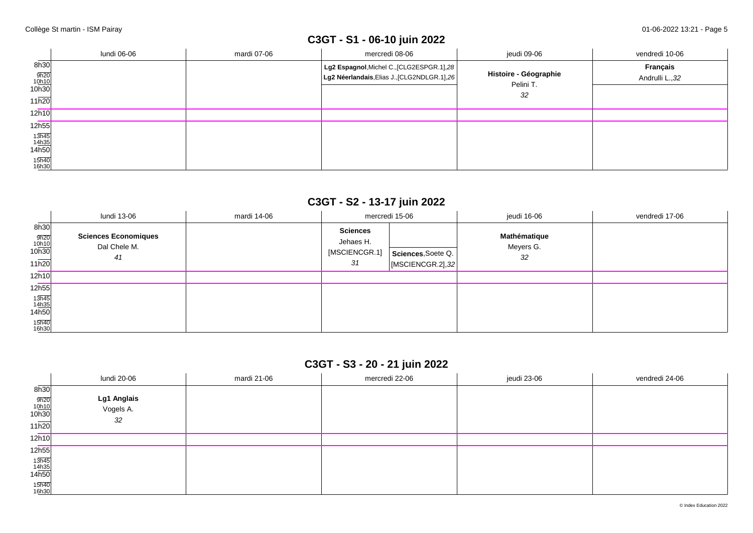## C3GT - S1 - 06-10 juin 2022

| | lundi 06-06 | mardi 07-06 | mercredi 08-06 | jeudi 09-06 | vendredi 10-06 |
|---|---|---|---|---|---|
| 8h30 – 10h30 | | | **Lg2 Espagnol**,Michel C.,[CLG2ESPGR.1],*28*<br>**Lg2 Néerlandais**,Elias J.,[CLG2NDLGR.1],*26* | **Histoire - Géographie**<br>Pelini T.<br>*32* | **Français**<br>Andrulli L.,*32* |
| 10h30 – 12h10 | | | | | |
| 12h10 – 12h55 | | | | | |
| 12h55 – 16h30 | | | | | |

## C3GT - S2 - 13-17 juin 2022

| | lundi 13-06 | mardi 14-06 | mercredi 15-06 | jeudi 16-06 | vendredi 17-06 |
|---|---|---|---|---|---|
| 8h30 – 12h10 | **Sciences Economiques**<br>Dal Chele M.<br>*41* | | **Sciences**<br>Jehaes H.<br>[MSCIENCGR.1]<br>*31*<br>**Sciences**,Soete Q.<br>[MSCIENCGR.2],*32* | **Mathématique**<br>Meyers G.<br>*32* | |
| 12h10 – 12h55 | | | | | |
| 12h55 – 16h30 | | | | | |

## C3GT - S3 - 20 - 21 juin 2022

| | lundi 20-06 | mardi 21-06 | mercredi 22-06 | jeudi 23-06 | vendredi 24-06 |
|---|---|---|---|---|---|
| 8h30 – 12h10 | **Lg1 Anglais**<br>Vogels A.<br>*32* | | | | |
| 12h10 – 12h55 | | | | | |
| 12h55 – 16h30 | | | | | |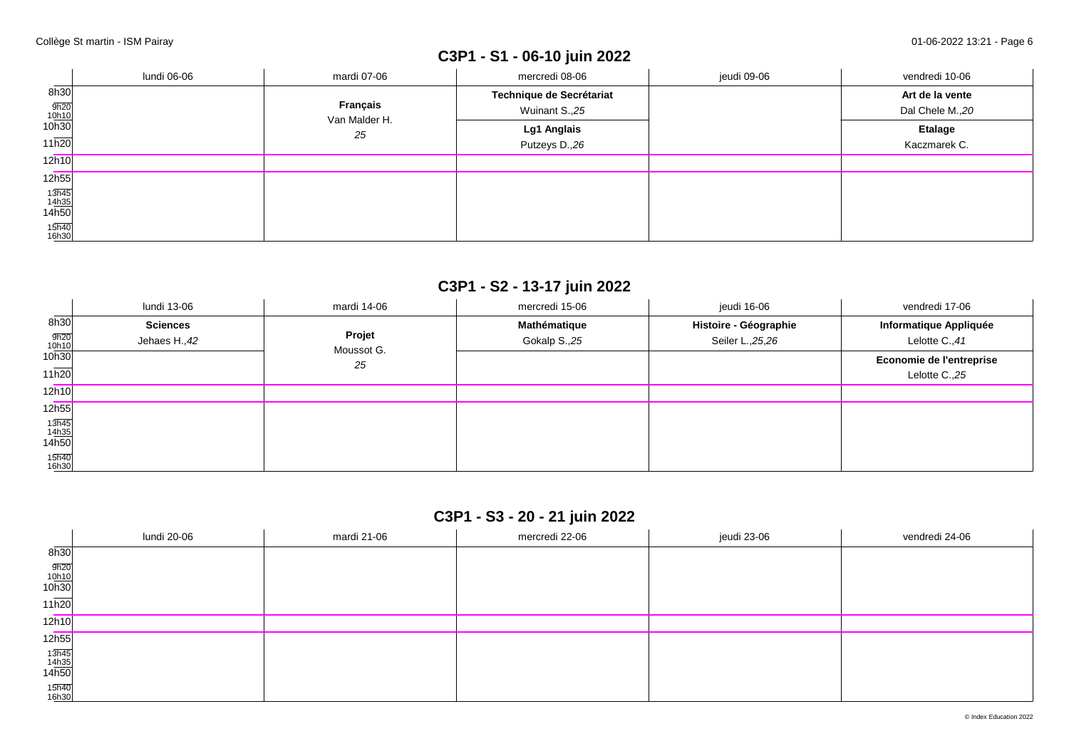## C3P1 - S1 - 06-10 juin 2022

| | lundi 06-06 | mardi 07-06 | mercredi 08-06 | jeudi 09-06 | vendredi 10-06 |
|---|---|---|---|---|---|
| 8h30 – 10h10 | | **Français** Van Malder H. *25* | **Technique de Secrétariat** Wuinant S.,*25* | | **Art de la vente** Dal Chele M.,*20* |
| 10h30 – 12h10 | | | **Lg1 Anglais** Putzeys D.,*26* | | **Etalage** Kaczmarek C. |
| 12h55 – 16h30 | | | | | |

## C3P1 - S2 - 13-17 juin 2022

| | lundi 13-06 | mardi 14-06 | mercredi 15-06 | jeudi 16-06 | vendredi 17-06 |
|---|---|---|---|---|---|
| 8h30 – 10h10 | **Sciences** Jehaes H.,*42* | **Projet** Moussot G. *25* | **Mathématique** Gokalp S.,*25* | **Histoire - Géographie** Seiler L.,*25,26* | **Informatique Appliquée** Lelotte C.,*41* |
| 10h30 – 12h10 | | | | | **Economie de l'entreprise** Lelotte C.,*25* |
| 12h55 – 16h30 | | | | | |

## C3P1 - S3 - 20 - 21 juin 2022

| | lundi 20-06 | mardi 21-06 | mercredi 22-06 | jeudi 23-06 | vendredi 24-06 |
|---|---|---|---|---|---|
| 8h30 – 10h10 | | | | | |
| 10h30 – 12h10 | | | | | |
| 12h55 – 16h30 | | | | | |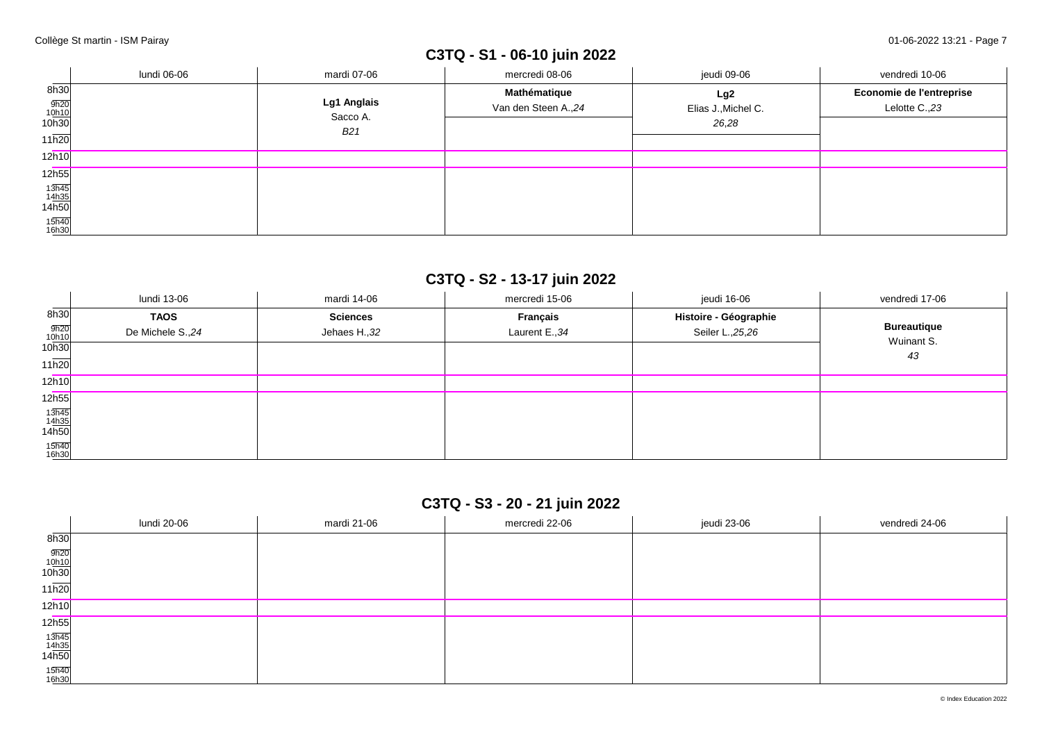## C3TQ - S1 - 06-10 juin 2022

| | lundi 06-06 | mardi 07-06 | mercredi 08-06 | jeudi 09-06 | vendredi 10-06 |
|---|---|---|---|---|---|
| 8h30 - 10h30 | | **Lg1 Anglais**<br>Sacco A.<br>*B21* | **Mathématique**<br>Van den Steen A.,*24* | **Lg2**<br>Elias J.,Michel C.<br>*26,28* | **Economie de l'entreprise**<br>Lelotte C.,*23* |
| 10h30 - 11h20 | | | | | |
| 11h20 - 12h10 | | | | | |
| 12h10 - 12h55 | | | | | |
| 12h55 - 16h30 | | | | | |

## C3TQ - S2 - 13-17 juin 2022

| | lundi 13-06 | mardi 14-06 | mercredi 15-06 | jeudi 16-06 | vendredi 17-06 |
|---|---|---|---|---|---|
| 8h30 - 10h30 | **TAOS**<br>De Michele S.,*24* | **Sciences**<br>Jehaes H.,*32* | **Français**<br>Laurent E.,*34* | **Histoire - Géographie**<br>Seiler L.,*25,26* | **Bureautique**<br>Wuinant S.<br>*43* |
| 10h30 - 11h20 | | | | | |
| 11h20 - 12h10 | | | | | |
| 12h10 - 12h55 | | | | | |
| 12h55 - 16h30 | | | | | |

## C3TQ - S3 - 20 - 21 juin 2022

| | lundi 20-06 | mardi 21-06 | mercredi 22-06 | jeudi 23-06 | vendredi 24-06 |
|---|---|---|---|---|---|
| 8h30 - 10h30 | | | | | |
| 10h30 - 11h20 | | | | | |
| 11h20 - 12h10 | | | | | |
| 12h10 - 12h55 | | | | | |
| 12h55 - 16h30 | | | | | |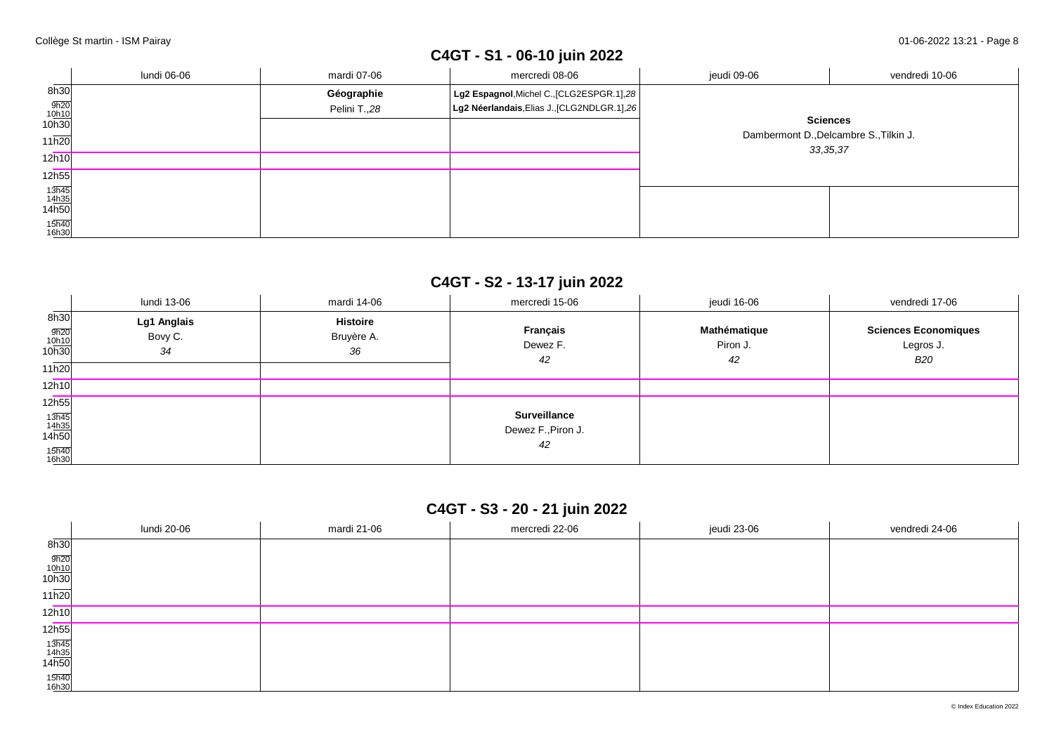## C4GT - S1 - 06-10 juin 2022

| | lundi 06-06 | mardi 07-06 | mercredi 08-06 | jeudi 09-06 | vendredi 10-06 |
|---|---|---|---|---|---|
| 8h30 – 10h30 | | **Géographie** Pelini T.,*28* | **Lg2 Espagnol**,Michel C.,[CLG2ESPGR.1],*28* **Lg2 Néerlandais**,Elias J.,[CLG2NDLGR.1],*26* | **Sciences** Dambermont D.,Delcambre S.,Tilkin J. *33,35,37* | |
| 10h30 – 12h10 | | | | | |
| 12h10 – 12h55 | | | | | |
| 12h55 – 13h45 | | | | | |
| 13h45 – 16h30 | | | | | |

## C4GT - S2 - 13-17 juin 2022

| | lundi 13-06 | mardi 14-06 | mercredi 15-06 | jeudi 16-06 | vendredi 17-06 |
|---|---|---|---|---|---|
| 8h30 – 10h30 | **Lg1 Anglais** Bovy C. *34* | **Histoire** Bruyère A. *36* | **Français** Dewez F. *42* | **Mathématique** Piron J. *42* | **Sciences Economiques** Legros J. *B20* |
| 10h30 – 12h10 | | | | | |
| 12h10 – 12h55 | | | | | |
| 12h55 – 16h30 | | | **Surveillance** Dewez F.,Piron J. *42* | | |

## C4GT - S3 - 20 - 21 juin 2022

| | lundi 20-06 | mardi 21-06 | mercredi 22-06 | jeudi 23-06 | vendredi 24-06 |
|---|---|---|---|---|---|
| 8h30 – 10h30 | | | | | |
| 10h30 – 12h10 | | | | | |
| 12h10 – 12h55 | | | | | |
| 12h55 – 16h30 | | | | | |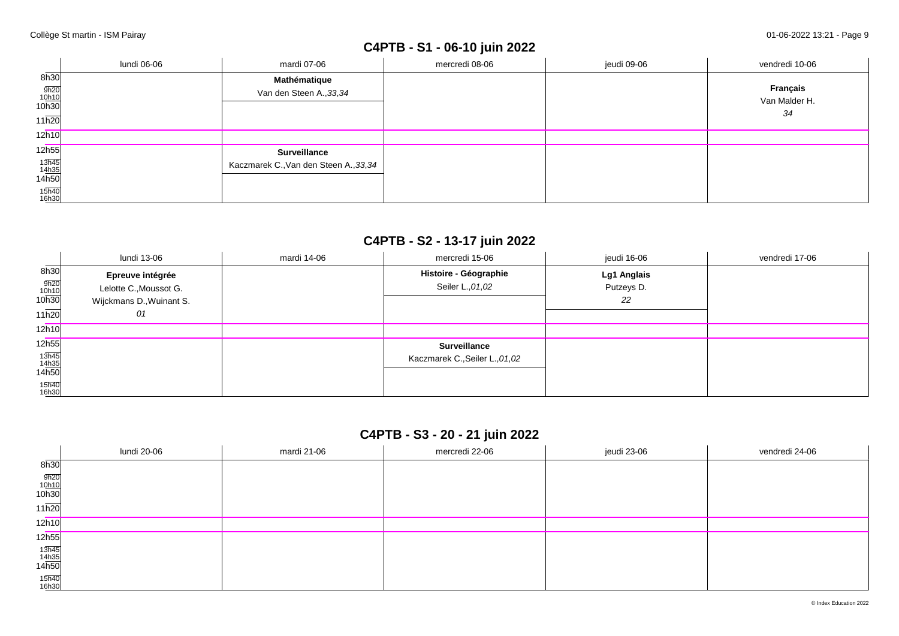## C4PTB - S1 - 06-10 juin 2022

| | lundi 06-06 | mardi 07-06 | mercredi 08-06 | jeudi 09-06 | vendredi 10-06 |
|---|---|---|---|---|---|
| 8h30 – 10h30 | | **Mathématique** Van den Steen A., *33,34* | | | **Français** Van Malder H. *34* |
| 12h55 – 14h50 | | **Surveillance** Kaczmarek C.,Van den Steen A., *33,34* | | | |

## C4PTB - S2 - 13-17 juin 2022

| | lundi 13-06 | mardi 14-06 | mercredi 15-06 | jeudi 16-06 | vendredi 17-06 |
|---|---|---|---|---|---|
| 8h30 – 10h30 | **Epreuve intégrée** Lelotte C.,Moussot G. Wijckmans D.,Wuinant S. *01* | | **Histoire - Géographie** Seiler L., *01,02* | **Lg1 Anglais** Putzeys D. *22* | |
| 12h55 – 14h50 | | | **Surveillance** Kaczmarek C.,Seiler L., *01,02* | | |

## C4PTB - S3 - 20 - 21 juin 2022

| | lundi 20-06 | mardi 21-06 | mercredi 22-06 | jeudi 23-06 | vendredi 24-06 |
|---|---|---|---|---|---|
| 8h30 | | | | | |
| 12h55 | | | | | |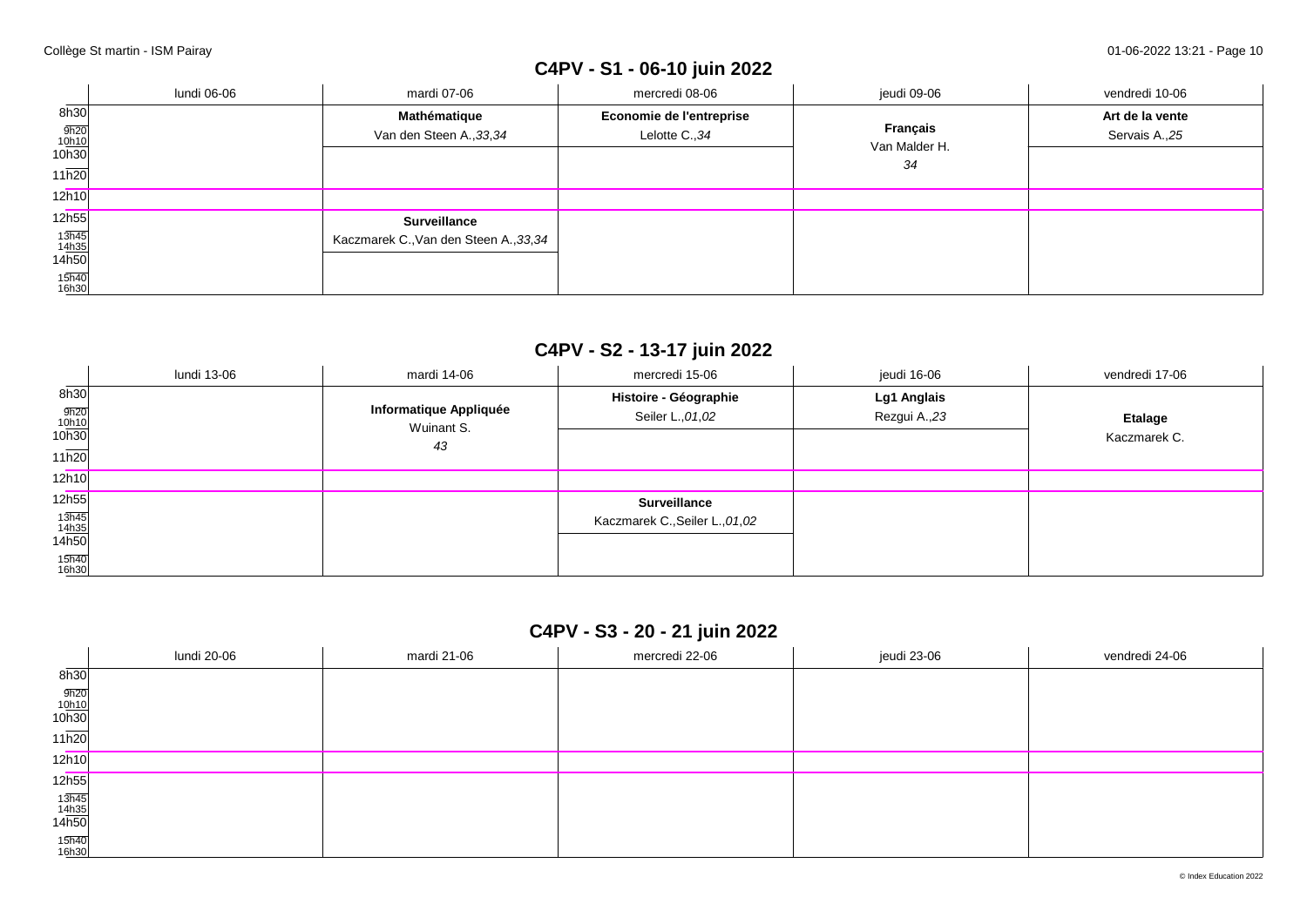## C4PV - S1 - 06-10 juin 2022

| | lundi 06-06 | mardi 07-06 | mercredi 08-06 | jeudi 09-06 | vendredi 10-06 |
|---|---|---|---|---|---|
| 8h30 – 10h10 | | **Mathématique** Van den Steen A.,*33,34* | **Economie de l'entreprise** Lelotte C.,*34* | **Français** Van Malder H. *34* | **Art de la vente** Servais A.,*25* |
| 10h30 – 12h10 | | | | | |
| 12h10 | | | | | |
| 12h55 – 14h35 | | **Surveillance** Kaczmarek C.,Van den Steen A.,*33,34* | | | |
| 14h50 – 16h30 | | | | | |

## C4PV - S2 - 13-17 juin 2022

| | lundi 13-06 | mardi 14-06 | mercredi 15-06 | jeudi 16-06 | vendredi 17-06 |
|---|---|---|---|---|---|
| 8h30 – 10h10 | | **Informatique Appliquée** Wuinant S. *43* | **Histoire - Géographie** Seiler L.,*01,02* | **Lg1 Anglais** Rezgui A.,*23* | **Etalage** Kaczmarek C. |
| 10h30 – 12h10 | | | | | |
| 12h10 | | | | | |
| 12h55 – 14h35 | | | **Surveillance** Kaczmarek C.,Seiler L.,*01,02* | | |
| 14h50 – 16h30 | | | | | |

## C4PV - S3 - 20 - 21 juin 2022

| | lundi 20-06 | mardi 21-06 | mercredi 22-06 | jeudi 23-06 | vendredi 24-06 |
|---|---|---|---|---|---|
| 8h30 – 10h10 | | | | | |
| 10h30 – 12h10 | | | | | |
| 12h10 | | | | | |
| 12h55 – 14h35 | | | | | |
| 14h50 – 16h30 | | | | | |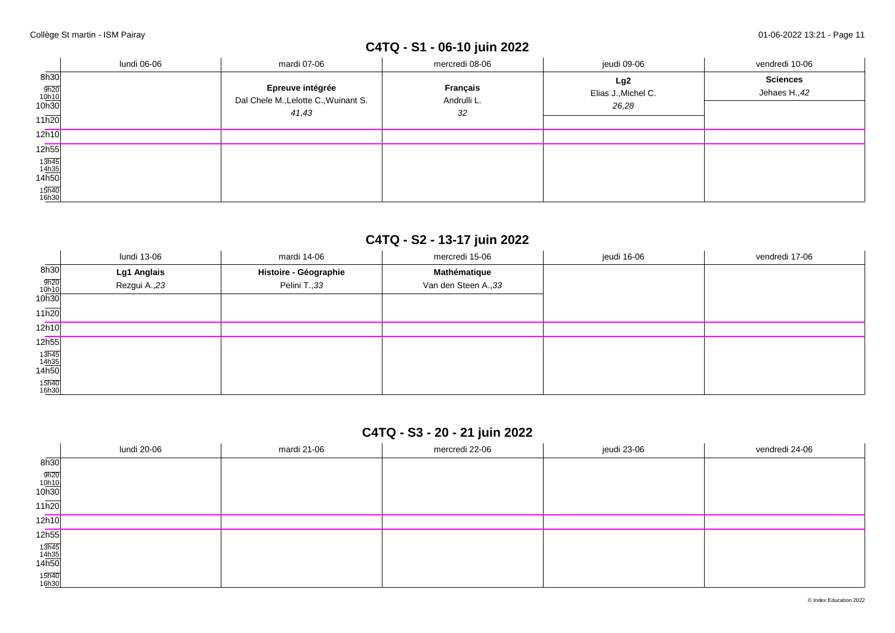## C4TQ - S1 - 06-10 juin 2022

| | lundi 06-06 | mardi 07-06 | mercredi 08-06 | jeudi 09-06 | vendredi 10-06 |
|---|---|---|---|---|---|
| 8h30 | | **Epreuve intégrée**<br>Dal Chele M.,Lelotte C.,Wuinant S.<br>*41,43* | **Français**<br>Andrulli L.<br>*32* | **Lg2**<br>Elias J.,Michel C.<br>*26,28* | **Sciences**<br>Jehaes H.,*42* |
| 9h20 | | | | | |
| 10h10 | | | | | |
| 10h30 | | | | | |
| 11h20 | | | | | |
| 12h10 | | | | | |
| 12h55 | | | | | |
| 13h45 | | | | | |
| 14h35 | | | | | |
| 14h50 | | | | | |
| 15h40 | | | | | |
| 16h30 | | | | | |

## C4TQ - S2 - 13-17 juin 2022

| | lundi 13-06 | mardi 14-06 | mercredi 15-06 | jeudi 16-06 | vendredi 17-06 |
|---|---|---|---|---|---|
| 8h30 | **Lg1 Anglais**<br>Rezgui A.,*23* | **Histoire - Géographie**<br>Pelini T.,*33* | **Mathématique**<br>Van den Steen A.,*33* | | |
| 9h20 | | | | | |
| 10h10 | | | | | |
| 10h30 | | | | | |
| 11h20 | | | | | |
| 12h10 | | | | | |
| 12h55 | | | | | |
| 13h45 | | | | | |
| 14h35 | | | | | |
| 14h50 | | | | | |
| 15h40 | | | | | |
| 16h30 | | | | | |

## C4TQ - S3 - 20 - 21 juin 2022

| | lundi 20-06 | mardi 21-06 | mercredi 22-06 | jeudi 23-06 | vendredi 24-06 |
|---|---|---|---|---|---|
| 8h30 | | | | | |
| 9h20 | | | | | |
| 10h10 | | | | | |
| 10h30 | | | | | |
| 11h20 | | | | | |
| 12h10 | | | | | |
| 12h55 | | | | | |
| 13h45 | | | | | |
| 14h35 | | | | | |
| 14h50 | | | | | |
| 15h40 | | | | | |
| 16h30 | | | | | |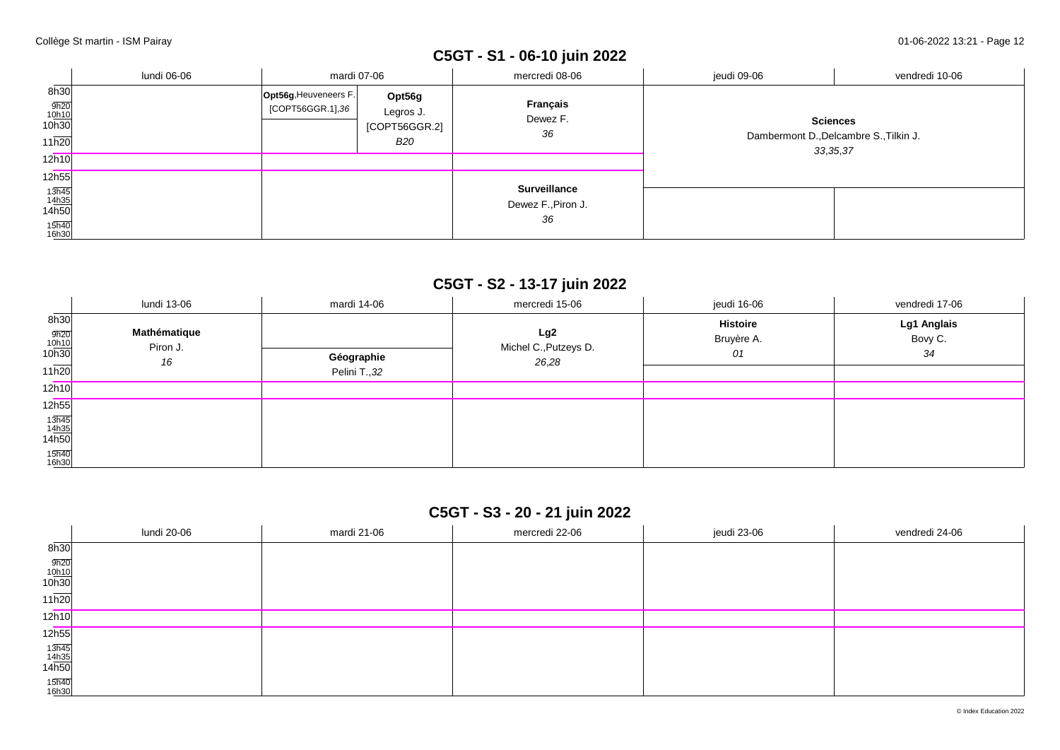## C5GT - S1 - 06-10 juin 2022

| | lundi 06-06 | mardi 07-06 | mercredi 08-06 | jeudi 09-06 | vendredi 10-06 |
|---|---|---|---|---|---|
| 8h30 – 11h20 | | **Opt56g**,Heuveneers F. [COPT56GGR.1],*36* / **Opt56g** Legros J. [COPT56GGR.2] *B20* | **Français** Dewez F. *36* | **Sciences** Dambermont D.,Delcambre S.,Tilkin J. *33,35,37* | |
| 12h10 | | | | | |
| 12h55 – 16h30 | | | **Surveillance** Dewez F.,Piron J. *36* | | |

## C5GT - S2 - 13-17 juin 2022

| | lundi 13-06 | mardi 14-06 | mercredi 15-06 | jeudi 16-06 | vendredi 17-06 |
|---|---|---|---|---|---|
| 8h30 – 10h10 | **Mathématique** Piron J. *16* | | **Lg2** Michel C.,Putzeys D. *26,28* | **Histoire** Bruyère A. *01* | **Lg1 Anglais** Bovy C. *34* |
| 10h30 – 11h20 | | **Géographie** Pelini T.,*32* | | | |
| 12h10 | | | | | |
| 12h55 – 16h30 | | | | | |

## C5GT - S3 - 20 - 21 juin 2022

| | lundi 20-06 | mardi 21-06 | mercredi 22-06 | jeudi 23-06 | vendredi 24-06 |
|---|---|---|---|---|---|
| 8h30 | | | | | |
| 9h20 | | | | | |
| 10h10 | | | | | |
| 10h30 | | | | | |
| 11h20 | | | | | |
| 12h10 | | | | | |
| 12h55 | | | | | |
| 13h45 | | | | | |
| 14h35 | | | | | |
| 14h50 | | | | | |
| 15h40 | | | | | |
| 16h30 | | | | | |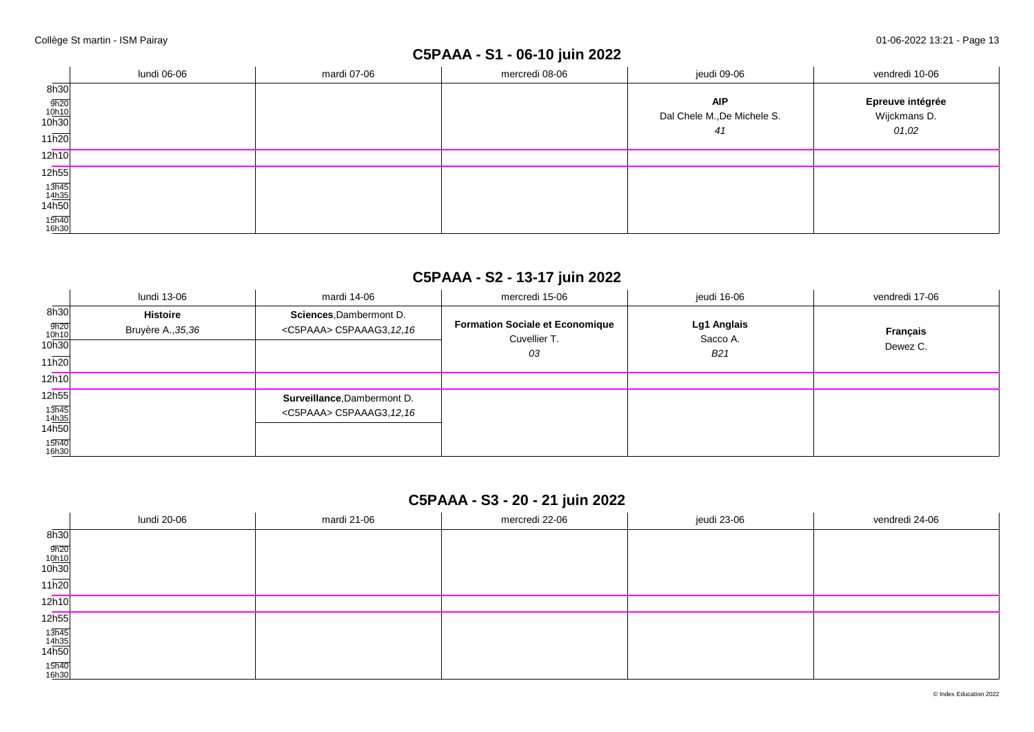## C5PAAA - S1 - 06-10 juin 2022

| | lundi 06-06 | mardi 07-06 | mercredi 08-06 | jeudi 09-06 | vendredi 10-06 |
|---|---|---|---|---|---|
| 8h30 - 11h20 | | | | **AIP** Dal Chele M.,De Michele S. *41* | **Epreuve intégrée** Wijckmans D. *01,02* |
| 12h10 | | | | | |
| 12h55 - 16h30 | | | | | |

## C5PAAA - S2 - 13-17 juin 2022

| | lundi 13-06 | mardi 14-06 | mercredi 15-06 | jeudi 16-06 | vendredi 17-06 |
|---|---|---|---|---|---|
| 8h30 - 11h20 | **Histoire** Bruyère A.,*35,36* | **Sciences**,Dambermont D. <C5PAAA> C5PAAAG3,*12,16* | **Formation Sociale et Economique** Cuvellier T. *03* | **Lg1 Anglais** Sacco A. *B21* | **Français** Dewez C. |
| 12h10 | | | | | |
| 12h55 - 16h30 | | **Surveillance**,Dambermont D. <C5PAAA> C5PAAAG3,*12,16* | | | |

## C5PAAA - S3 - 20 - 21 juin 2022

| | lundi 20-06 | mardi 21-06 | mercredi 22-06 | jeudi 23-06 | vendredi 24-06 |
|---|---|---|---|---|---|
| 8h30 - 11h20 | | | | | |
| 12h10 | | | | | |
| 12h55 - 16h30 | | | | | |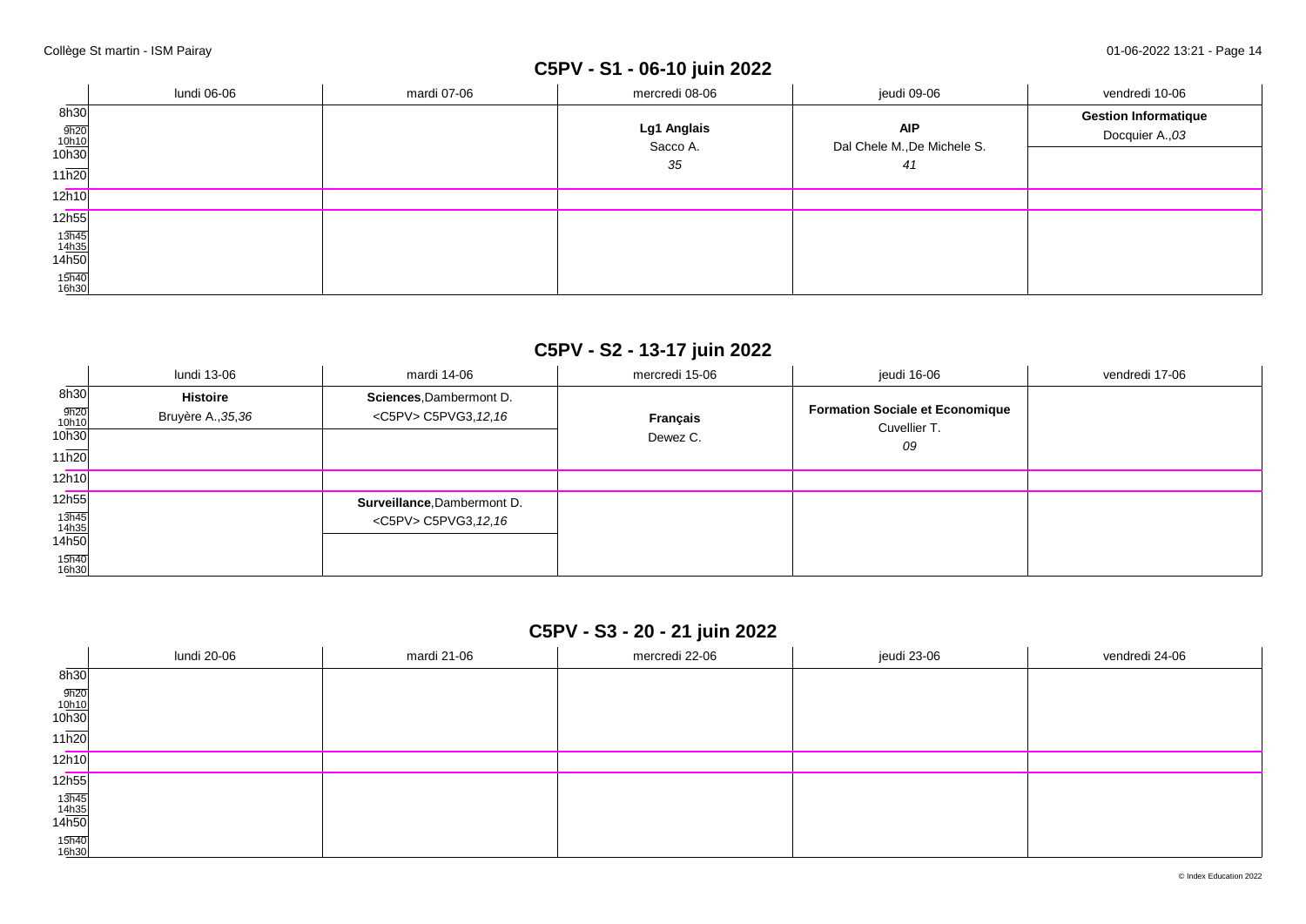## C5PV - S1 - 06-10 juin 2022

| | lundi 06-06 | mardi 07-06 | mercredi 08-06 | jeudi 09-06 | vendredi 10-06 |
|---|---|---|---|---|---|
| 8h30 – 10h10 | | | **Lg1 Anglais** Sacco A. *35* | **AIP** Dal Chele M.,De Michele S. *41* | **Gestion Informatique** Docquier A.,*03* |
| 10h30 – 12h10 | | | | | |
| 12h55 – 16h30 | | | | | |

## C5PV - S2 - 13-17 juin 2022

| | lundi 13-06 | mardi 14-06 | mercredi 15-06 | jeudi 16-06 | vendredi 17-06 |
|---|---|---|---|---|---|
| 8h30 – 10h10 | **Histoire** Bruyère A.,*35,36* | **Sciences**,Dambermont D. <C5PV> C5PVG3,*12,16* | **Français** Dewez C. | **Formation Sociale et Economique** Cuvellier T. *09* | |
| 10h30 – 12h10 | | | | | |
| 12h55 – 14h35 | | **Surveillance**,Dambermont D. <C5PV> C5PVG3,*12,16* | | | |
| 14h50 – 16h30 | | | | | |

## C5PV - S3 - 20 - 21 juin 2022

| | lundi 20-06 | mardi 21-06 | mercredi 22-06 | jeudi 23-06 | vendredi 24-06 |
|---|---|---|---|---|---|
| 8h30 – 12h10 | | | | | |
| 12h55 – 16h30 | | | | | |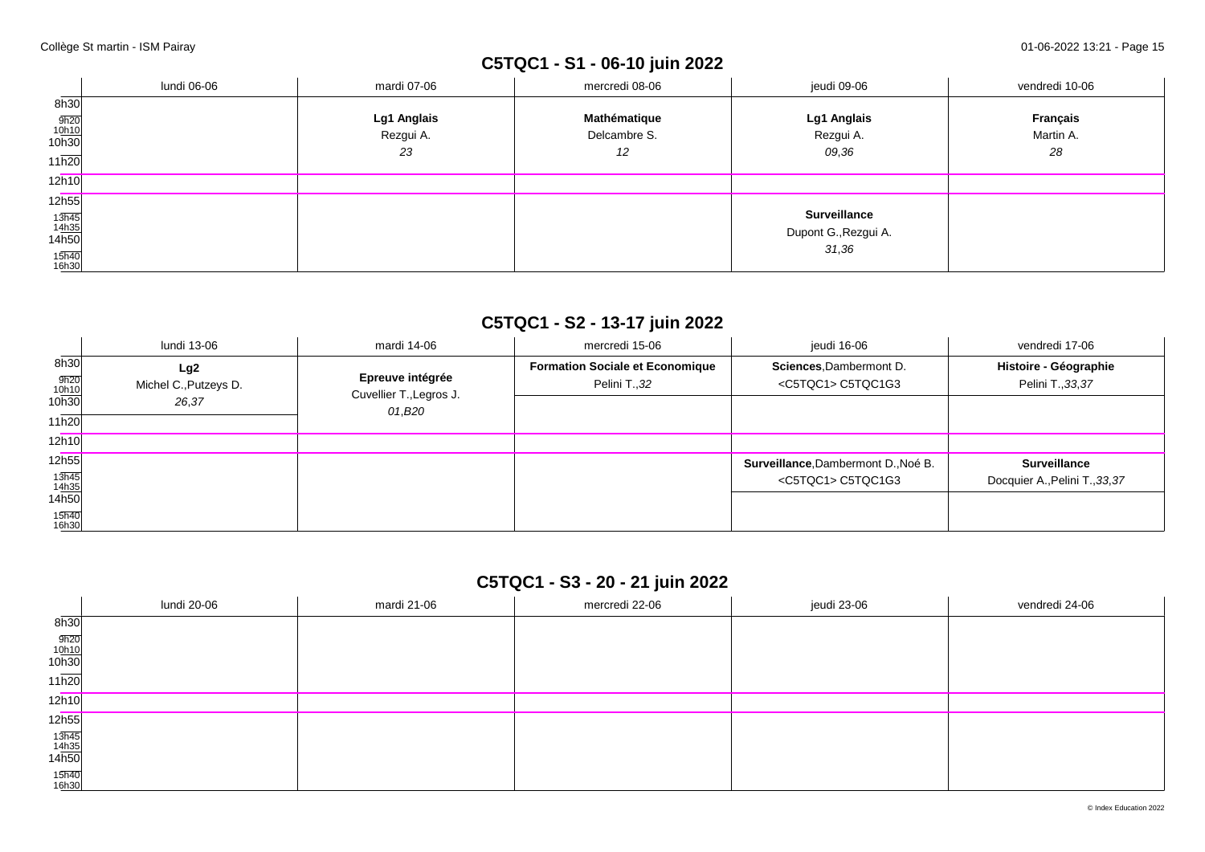## C5TQC1 - S1 - 06-10 juin 2022

| | lundi 06-06 | mardi 07-06 | mercredi 08-06 | jeudi 09-06 | vendredi 10-06 |
|---|---|---|---|---|---|
| 8h30 - 11h20 | | **Lg1 Anglais** Rezgui A. *23* | **Mathématique** Delcambre S. *12* | **Lg1 Anglais** Rezgui A. *09,36* | **Français** Martin A. *28* |
| 12h10 | | | | | |
| 12h55 - 16h30 | | | | **Surveillance** Dupont G.,Rezgui A. *31,36* | |

## C5TQC1 - S2 - 13-17 juin 2022

| | lundi 13-06 | mardi 14-06 | mercredi 15-06 | jeudi 16-06 | vendredi 17-06 |
|---|---|---|---|---|---|
| 8h30 - 11h20 | **Lg2** Michel C.,Putzeys D. *26,37* | **Epreuve intégrée** Cuvellier T.,Legros J. *01,B20* | **Formation Sociale et Economique** Pelini T.,*32* | **Sciences**,Dambermont D. <C5TQC1> C5TQC1G3 | **Histoire - Géographie** Pelini T.,*33,37* |
| 12h10 | | | | | |
| 12h55 - 16h30 | | | | **Surveillance**,Dambermont D.,Noé B. <C5TQC1> C5TQC1G3 | **Surveillance** Docquier A.,Pelini T.,*33,37* |

## C5TQC1 - S3 - 20 - 21 juin 2022

| | lundi 20-06 | mardi 21-06 | mercredi 22-06 | jeudi 23-06 | vendredi 24-06 |
|---|---|---|---|---|---|
| 8h30 - 11h20 | | | | | |
| 12h10 | | | | | |
| 12h55 - 16h30 | | | | | |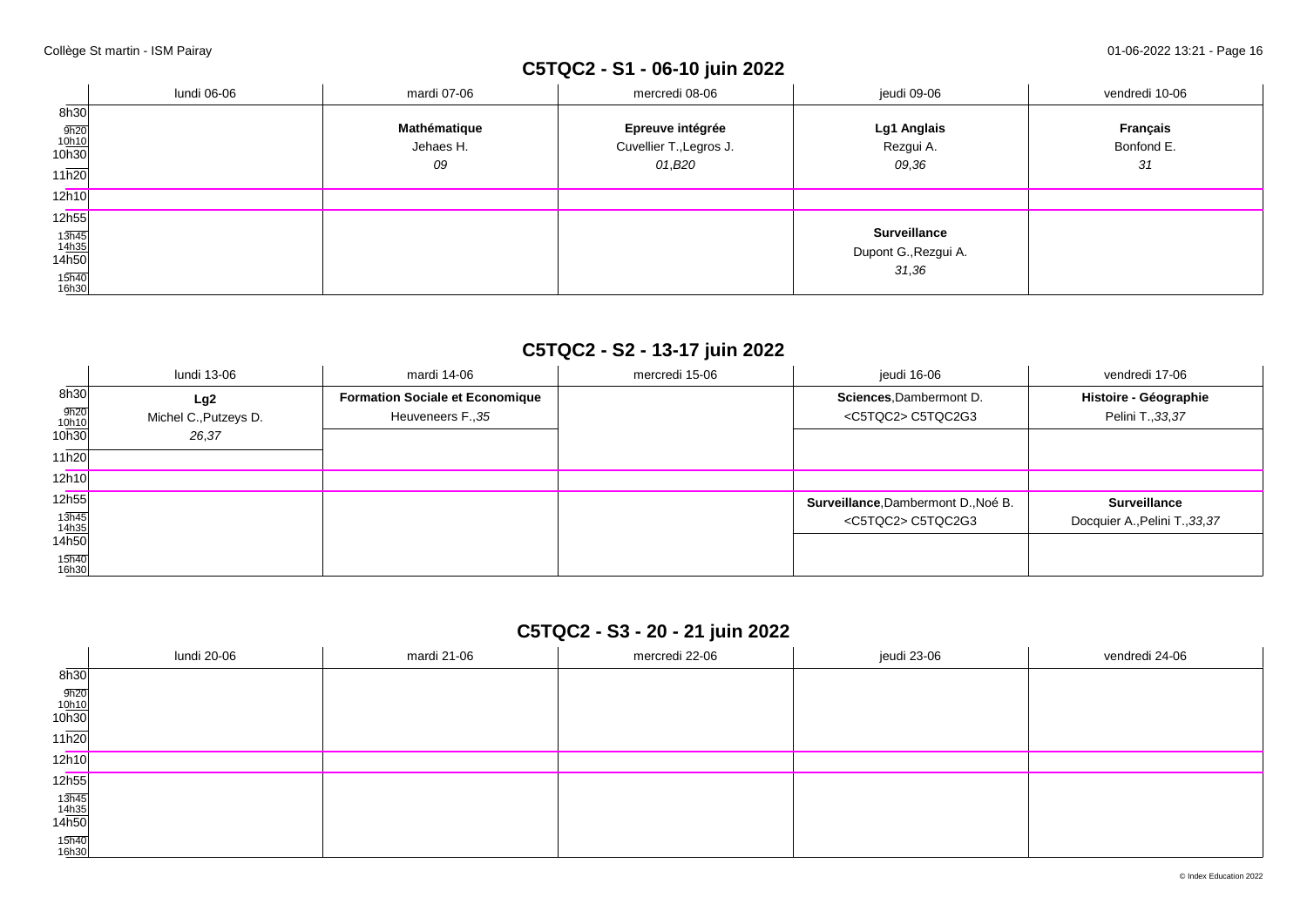## C5TQC2 - S1 - 06-10 juin 2022

| | lundi 06-06 | mardi 07-06 | mercredi 08-06 | jeudi 09-06 | vendredi 10-06 |
|---|---|---|---|---|---|
| 8h30 – 11h20 | | **Mathématique** Jehaes H. *09* | **Epreuve intégrée** Cuvellier T.,Legros J. *01,B20* | **Lg1 Anglais** Rezgui A. *09,36* | **Français** Bonfond E. *31* |
| 12h10 | | | | | |
| 12h55 – 16h30 | | | | **Surveillance** Dupont G.,Rezgui A. *31,36* | |

## C5TQC2 - S2 - 13-17 juin 2022

| | lundi 13-06 | mardi 14-06 | mercredi 15-06 | jeudi 16-06 | vendredi 17-06 |
|---|---|---|---|---|---|
| 8h30 – 11h20 | **Lg2** Michel C.,Putzeys D. *26,37* | **Formation Sociale et Economique** Heuveneers F.,*35* | | **Sciences**,Dambermont D. <C5TQC2> C5TQC2G3 | **Histoire - Géographie** Pelini T.,*33,37* |
| 12h10 | | | | | |
| 12h55 – 16h30 | | | | **Surveillance**,Dambermont D.,Noé B. <C5TQC2> C5TQC2G3 | **Surveillance** Docquier A.,Pelini T.,*33,37* |

## C5TQC2 - S3 - 20 - 21 juin 2022

| | lundi 20-06 | mardi 21-06 | mercredi 22-06 | jeudi 23-06 | vendredi 24-06 |
|---|---|---|---|---|---|
| 8h30 – 11h20 | | | | | |
| 12h10 | | | | | |
| 12h55 – 16h30 | | | | | |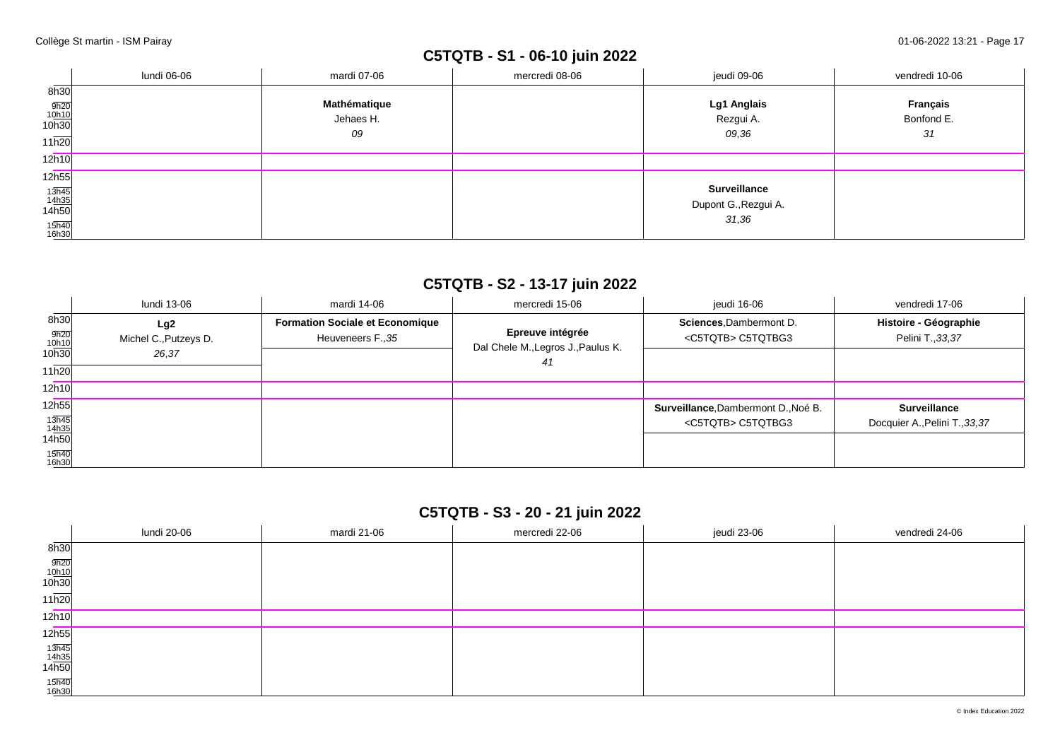## C5TQTB - S1 - 06-10 juin 2022

| | lundi 06-06 | mardi 07-06 | mercredi 08-06 | jeudi 09-06 | vendredi 10-06 |
|---|---|---|---|---|---|
| 8h30 – 12h10 | | **Mathématique** Jehaes H. *09* | | **Lg1 Anglais** Rezgui A. *09,36* | **Français** Bonfond E. *31* |
| 12h55 – 16h30 | | | | **Surveillance** Dupont G.,Rezgui A. *31,36* | |

## C5TQTB - S2 - 13-17 juin 2022

| | lundi 13-06 | mardi 14-06 | mercredi 15-06 | jeudi 16-06 | vendredi 17-06 |
|---|---|---|---|---|---|
| 8h30 – 12h10 | **Lg2** Michel C.,Putzeys D. *26,37* | **Formation Sociale et Economique** Heuveneers F.,*35* | **Epreuve intégrée** Dal Chele M.,Legros J.,Paulus K. *41* | **Sciences**,Dambermont D. <C5TQTB> C5TQTBG3 | **Histoire - Géographie** Pelini T.,*33,37* |
| 12h55 – 16h30 | | | | **Surveillance**,Dambermont D.,Noé B. <C5TQTB> C5TQTBG3 | **Surveillance** Docquier A.,Pelini T.,*33,37* |

## C5TQTB - S3 - 20 - 21 juin 2022

| | lundi 20-06 | mardi 21-06 | mercredi 22-06 | jeudi 23-06 | vendredi 24-06 |
|---|---|---|---|---|---|
| 8h30 – 12h10 | | | | | |
| 12h55 – 16h30 | | | | | |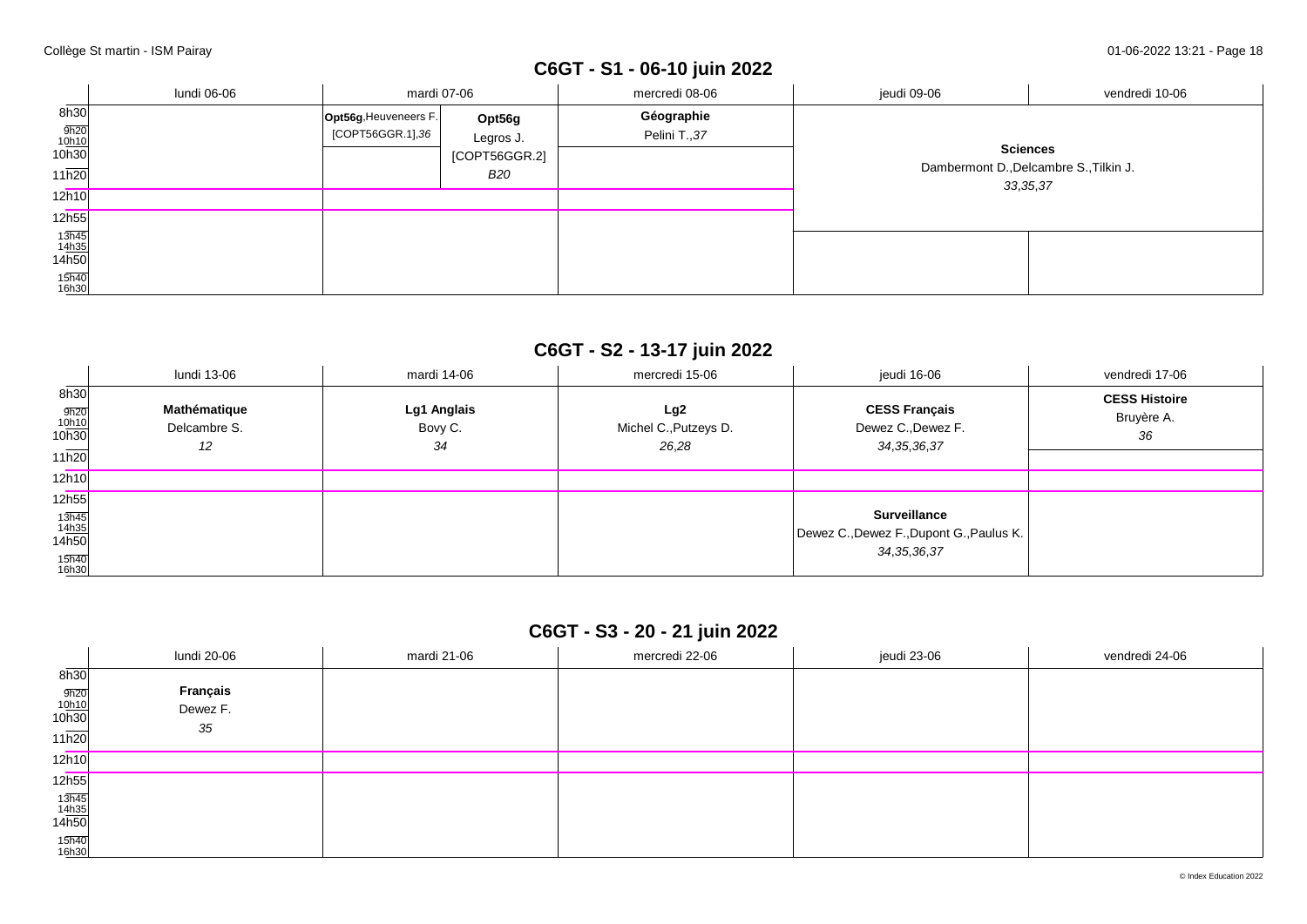## C6GT - S1 - 06-10 juin 2022

| | lundi 06-06 | mardi 07-06 | | mercredi 08-06 | jeudi 09-06 | vendredi 10-06 |
|---|---|---|---|---|---|---|
| 8h30 – 10h30 | | **Opt56g**,Heuveneers F. [COPT56GGR.1],*36* | **Opt56g** Legros J. [COPT56GGR.2] *B20* | **Géographie** Pelini T.,*37* | **Sciences** Dambermont D.,Delcambre S.,Tilkin J. *33,35,37* | |
| 10h30 – 12h10 | | | | | | |
| 12h10 – 12h55 | | | | | | |
| 12h55 – 16h30 | | | | | | |

## C6GT - S2 - 13-17 juin 2022

| | lundi 13-06 | mardi 14-06 | mercredi 15-06 | jeudi 16-06 | vendredi 17-06 |
|---|---|---|---|---|---|
| 8h30 – 12h10 | **Mathématique** Delcambre S. *12* | **Lg1 Anglais** Bovy C. *34* | **Lg2** Michel C.,Putzeys D. *26,28* | **CESS Français** Dewez C.,Dewez F. *34,35,36,37* | **CESS Histoire** Bruyère A. *36* |
| 12h10 – 12h55 | | | | | |
| 12h55 – 16h30 | | | | **Surveillance** Dewez C.,Dewez F.,Dupont G.,Paulus K. *34,35,36,37* | |

## C6GT - S3 - 20 - 21 juin 2022

| | lundi 20-06 | mardi 21-06 | mercredi 22-06 | jeudi 23-06 | vendredi 24-06 |
|---|---|---|---|---|---|
| 8h30 – 12h10 | **Français** Dewez F. *35* | | | | |
| 12h10 – 12h55 | | | | | |
| 12h55 – 16h30 | | | | | |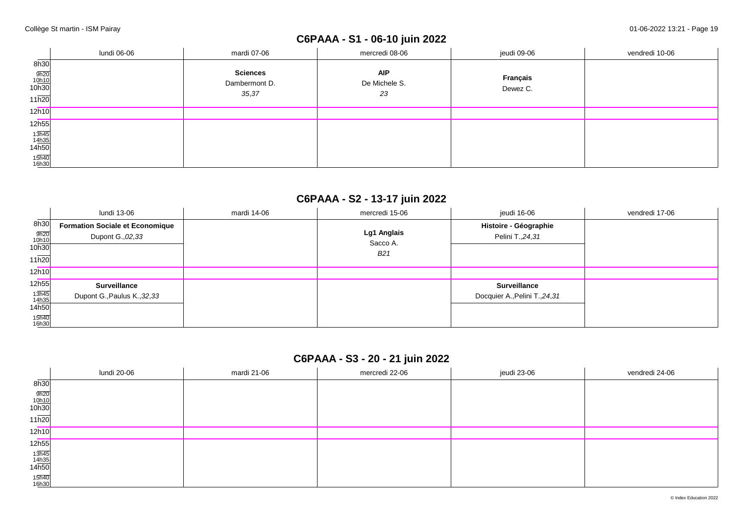## C6PAAA - S1 - 06-10 juin 2022

| | lundi 06-06 | mardi 07-06 | mercredi 08-06 | jeudi 09-06 | vendredi 10-06 |
|---|---|---|---|---|---|
| 8h30 – 11h20 | | **Sciences** Dambermont D. *35,37* | **AIP** De Michele S. *23* | **Français** Dewez C. | |
| 12h10 | | | | | |
| 12h55 – 16h30 | | | | | |

## C6PAAA - S2 - 13-17 juin 2022

| | lundi 13-06 | mardi 14-06 | mercredi 15-06 | jeudi 16-06 | vendredi 17-06 |
|---|---|---|---|---|---|
| 8h30 – 11h20 | **Formation Sociale et Economique** Dupont G.,*02,33* | | **Lg1 Anglais** Sacco A. *B21* | **Histoire - Géographie** Pelini T.,*24,31* | |
| 12h10 | | | | | |
| 12h55 – 16h30 | **Surveillance** Dupont G.,Paulus K.,*32,33* | | | **Surveillance** Docquier A.,Pelini T.,*24,31* | |

## C6PAAA - S3 - 20 - 21 juin 2022

| | lundi 20-06 | mardi 21-06 | mercredi 22-06 | jeudi 23-06 | vendredi 24-06 |
|---|---|---|---|---|---|
| 8h30 – 11h20 | | | | | |
| 12h10 | | | | | |
| 12h55 – 16h30 | | | | | |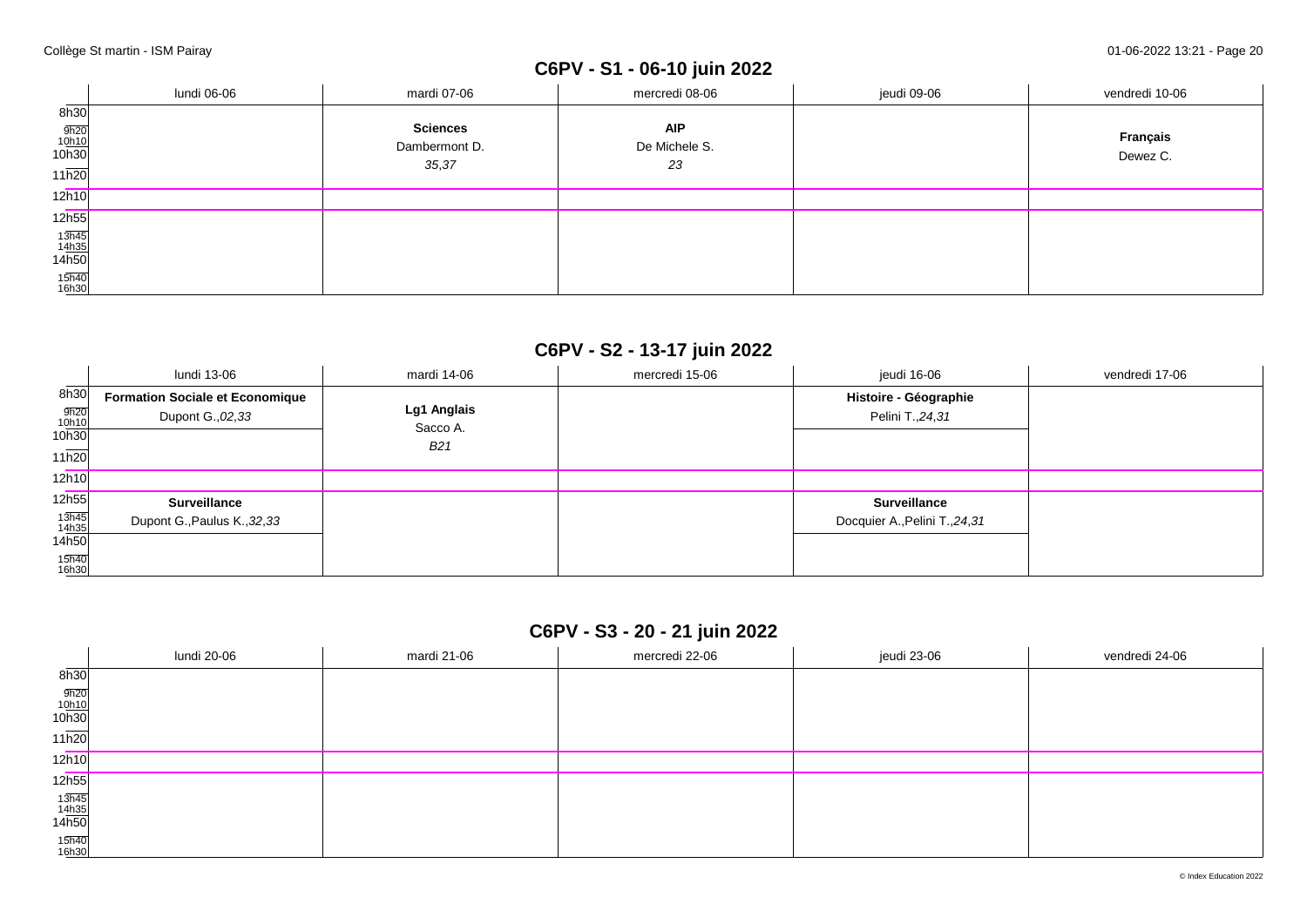## C6PV - S1 - 06-10 juin 2022

| | lundi 06-06 | mardi 07-06 | mercredi 08-06 | jeudi 09-06 | vendredi 10-06 |
|---|---|---|---|---|---|
| 8h30 – 11h20 | | **Sciences** Dambermont D. *35,37* | **AIP** De Michele S. *23* | | **Français** Dewez C. |
| 12h10 | | | | | |
| 12h55 – 16h30 | | | | | |

## C6PV - S2 - 13-17 juin 2022

| | lundi 13-06 | mardi 14-06 | mercredi 15-06 | jeudi 16-06 | vendredi 17-06 |
|---|---|---|---|---|---|
| 8h30 – 11h20 | **Formation Sociale et Economique** Dupont G.,*02,33* | **Lg1 Anglais** Sacco A. *B21* | | **Histoire - Géographie** Pelini T.,*24,31* | |
| 12h10 | | | | | |
| 12h55 – 16h30 | **Surveillance** Dupont G.,Paulus K.,*32,33* | | | **Surveillance** Docquier A.,Pelini T.,*24,31* | |

## C6PV - S3 - 20 - 21 juin 2022

| | lundi 20-06 | mardi 21-06 | mercredi 22-06 | jeudi 23-06 | vendredi 24-06 |
|---|---|---|---|---|---|
| 8h30 – 11h20 | | | | | |
| 12h10 | | | | | |
| 12h55 – 16h30 | | | | | |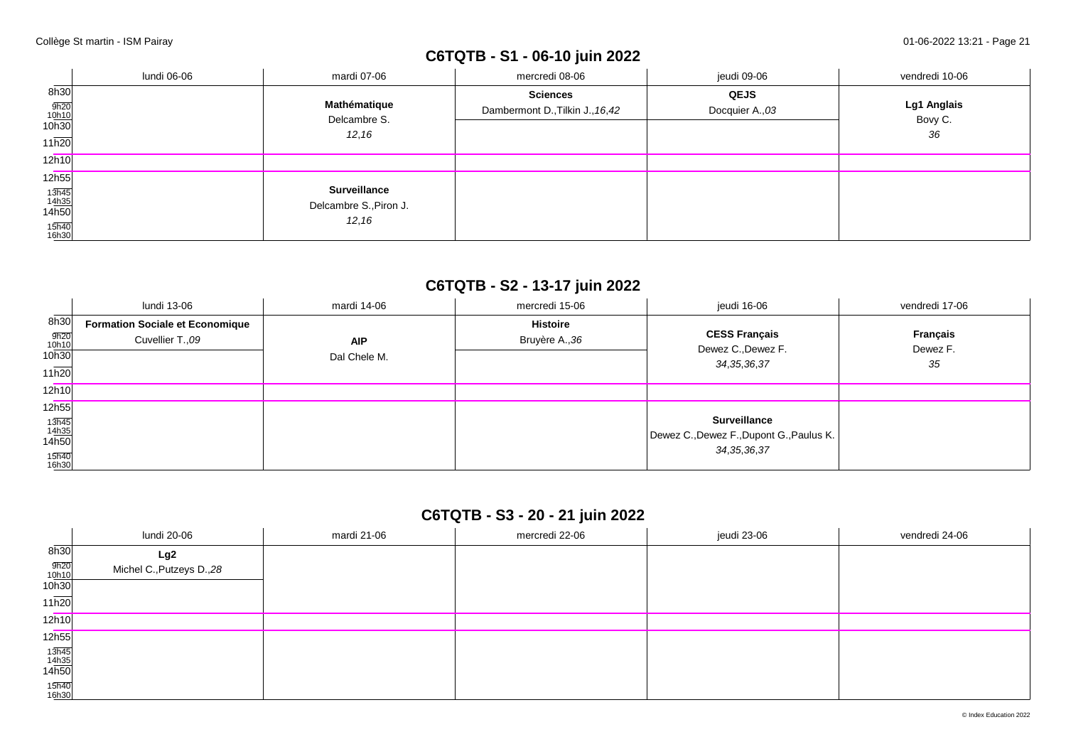## C6TQTB - S1 - 06-10 juin 2022

| | lundi 06-06 | mardi 07-06 | mercredi 08-06 | jeudi 09-06 | vendredi 10-06 |
|---|---|---|---|---|---|
| 8h30 – 10h30 | | **Mathématique** Delcambre S. *12,16* | **Sciences** Dambermont D.,Tilkin J.,*16,42* | **QEJS** Docquier A.,*03* | **Lg1 Anglais** Bovy C. *36* |
| 12h55 – 16h30 | | **Surveillance** Delcambre S.,Piron J. *12,16* | | | |

## C6TQTB - S2 - 13-17 juin 2022

| | lundi 13-06 | mardi 14-06 | mercredi 15-06 | jeudi 16-06 | vendredi 17-06 |
|---|---|---|---|---|---|
| 8h30 – 10h30 | **Formation Sociale et Economique** Cuvellier T.,*09* | **AIP** Dal Chele M. | **Histoire** Bruyère A.,*36* | **CESS Français** Dewez C.,Dewez F. *34,35,36,37* | **Français** Dewez F. *35* |
| 12h55 – 16h30 | | | | **Surveillance** Dewez C.,Dewez F.,Dupont G.,Paulus K. *34,35,36,37* | |

## C6TQTB - S3 - 20 - 21 juin 2022

| | lundi 20-06 | mardi 21-06 | mercredi 22-06 | jeudi 23-06 | vendredi 24-06 |
|---|---|---|---|---|---|
| 8h30 – 10h30 | **Lg2** Michel C.,Putzeys D.,*28* | | | | |
| 12h55 – 16h30 | | | | | |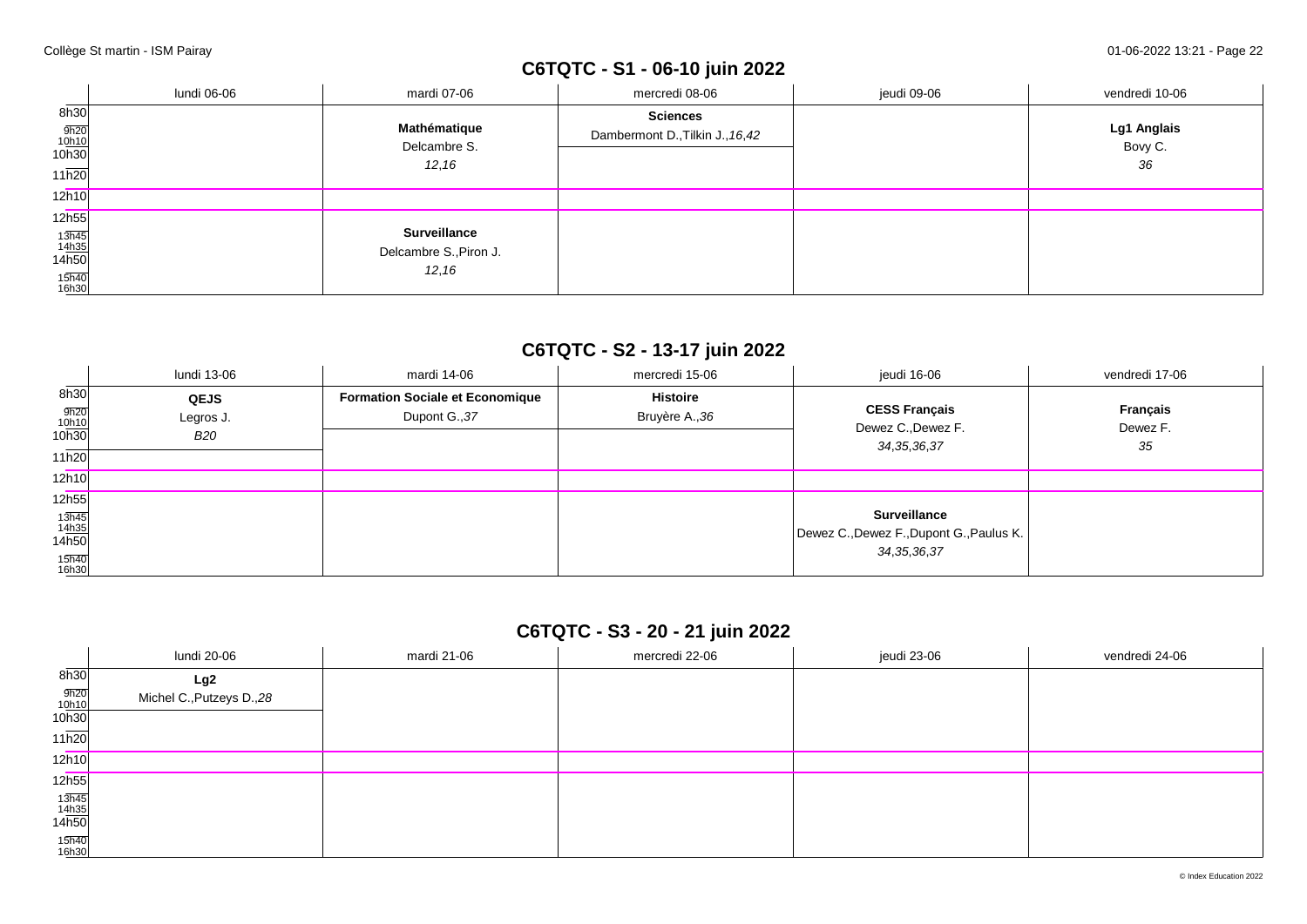## C6TQTC - S1 - 06-10 juin 2022

| | lundi 06-06 | mardi 07-06 | mercredi 08-06 | jeudi 09-06 | vendredi 10-06 |
|---|---|---|---|---|---|
| 8h30 – 12h10 | | **Mathématique** Delcambre S. *12,16* | **Sciences** Dambermont D.,Tilkin J.,*16,42* | | **Lg1 Anglais** Bovy C. *36* |
| 12h55 – 16h30 | | **Surveillance** Delcambre S.,Piron J. *12,16* | | | |

## C6TQTC - S2 - 13-17 juin 2022

| | lundi 13-06 | mardi 14-06 | mercredi 15-06 | jeudi 16-06 | vendredi 17-06 |
|---|---|---|---|---|---|
| 8h30 – 12h10 | **QEJS** Legros J. *B20* | **Formation Sociale et Economique** Dupont G.,*37* | **Histoire** Bruyère A.,*36* | **CESS Français** Dewez C.,Dewez F. *34,35,36,37* | **Français** Dewez F. *35* |
| 12h55 – 16h30 | | | | **Surveillance** Dewez C.,Dewez F.,Dupont G.,Paulus K. *34,35,36,37* | |

## C6TQTC - S3 - 20 - 21 juin 2022

| | lundi 20-06 | mardi 21-06 | mercredi 22-06 | jeudi 23-06 | vendredi 24-06 |
|---|---|---|---|---|---|
| 8h30 – 12h10 | **Lg2** Michel C.,Putzeys D.,*28* | | | | |
| 12h55 – 16h30 | | | | | |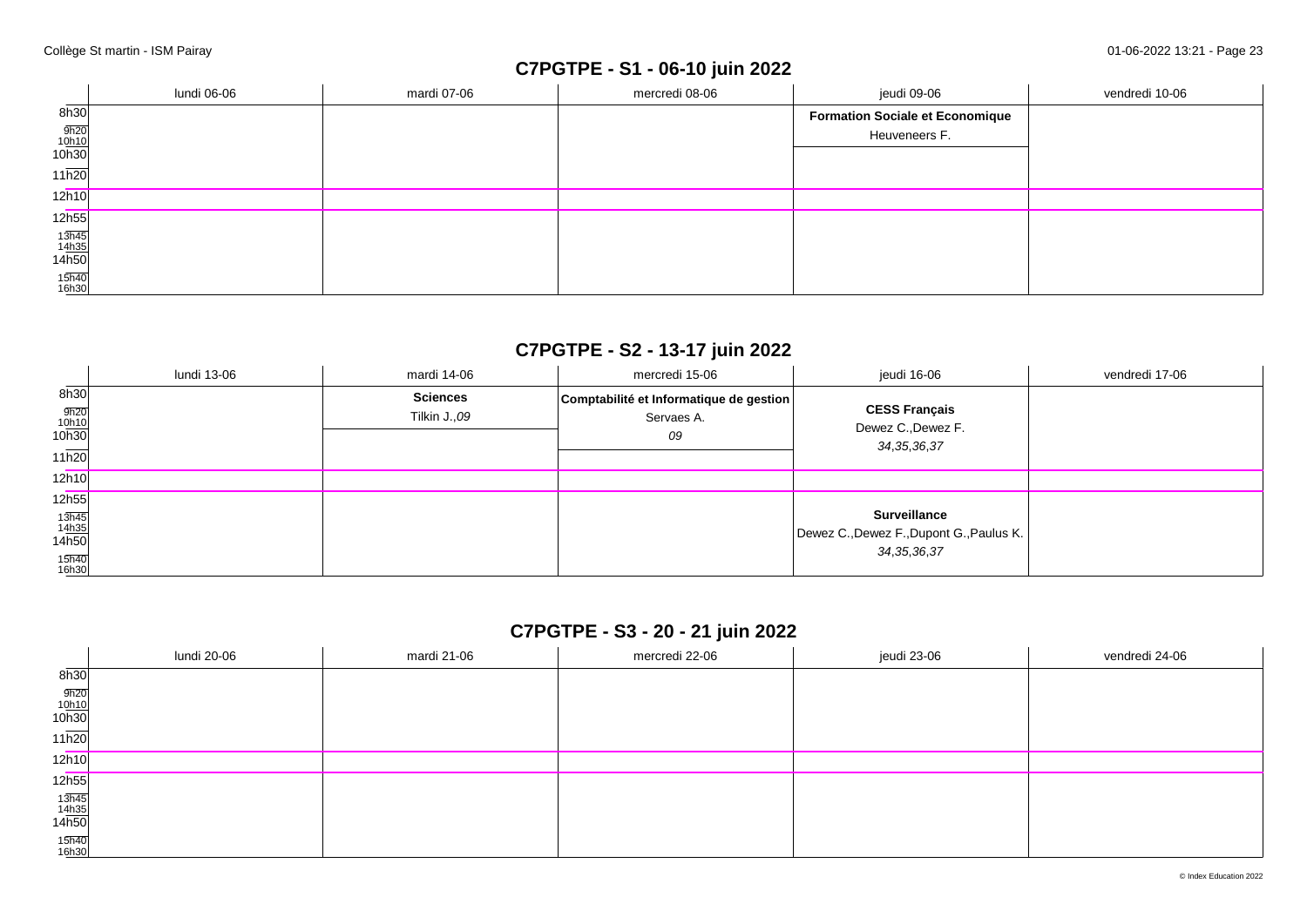## C7PGTPE - S1 - 06-10 juin 2022

| | lundi 06-06 | mardi 07-06 | mercredi 08-06 | jeudi 09-06 | vendredi 10-06 |
|---|---|---|---|---|---|
| 8h30 | | | | **Formation Sociale et Economique** Heuveneers F. | |
| 9h20 | | | | | |
| 10h10 | | | | | |
| 10h30 | | | | | |
| 11h20 | | | | | |
| 12h10 | | | | | |
| 12h55 | | | | | |
| 13h45 | | | | | |
| 14h35 | | | | | |
| 14h50 | | | | | |
| 15h40 | | | | | |
| 16h30 | | | | | |

## C7PGTPE - S2 - 13-17 juin 2022

| | lundi 13-06 | mardi 14-06 | mercredi 15-06 | jeudi 16-06 | vendredi 17-06 |
|---|---|---|---|---|---|
| 8h30 | | **Sciences** Tilkin J.,*09* | **Comptabilité et Informatique de gestion** Servaes A. *09* | **CESS Français** Dewez C.,Dewez F. *34,35,36,37* | |
| 9h20 | | | | | |
| 10h10 | | | | | |
| 10h30 | | | | | |
| 11h20 | | | | | |
| 12h10 | | | | | |
| 12h55 | | | | **Surveillance** Dewez C.,Dewez F.,Dupont G.,Paulus K. *34,35,36,37* | |
| 13h45 | | | | | |
| 14h35 | | | | | |
| 14h50 | | | | | |
| 15h40 | | | | | |
| 16h30 | | | | | |

## C7PGTPE - S3 - 20 - 21 juin 2022

| | lundi 20-06 | mardi 21-06 | mercredi 22-06 | jeudi 23-06 | vendredi 24-06 |
|---|---|---|---|---|---|
| 8h30 | | | | | |
| 9h20 | | | | | |
| 10h10 | | | | | |
| 10h30 | | | | | |
| 11h20 | | | | | |
| 12h10 | | | | | |
| 12h55 | | | | | |
| 13h45 | | | | | |
| 14h35 | | | | | |
| 14h50 | | | | | |
| 15h40 | | | | | |
| 16h30 | | | | | |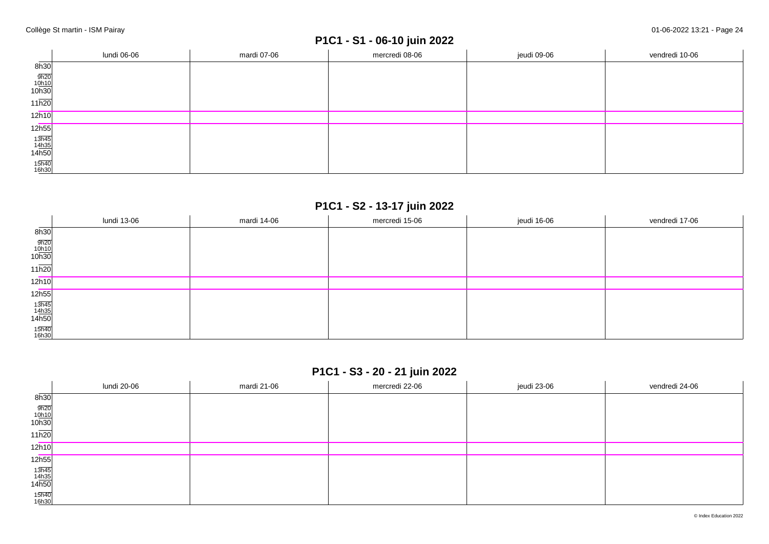## P1C1 - S1 - 06-10 juin 2022

| | lundi 06-06 | mardi 07-06 | mercredi 08-06 | jeudi 09-06 | vendredi 10-06 |
|---|---|---|---|---|---|
| 8h30 | | | | | |
| 9h20 | | | | | |
| 10h10 | | | | | |
| 10h30 | | | | | |
| 11h20 | | | | | |
| 12h10 | | | | | |
| 12h55 | | | | | |
| 13h45 | | | | | |
| 14h35 | | | | | |
| 14h50 | | | | | |
| 15h40 | | | | | |
| 16h30 | | | | | |

## P1C1 - S2 - 13-17 juin 2022

| | lundi 13-06 | mardi 14-06 | mercredi 15-06 | jeudi 16-06 | vendredi 17-06 |
|---|---|---|---|---|---|
| 8h30 | | | | | |
| 9h20 | | | | | |
| 10h10 | | | | | |
| 10h30 | | | | | |
| 11h20 | | | | | |
| 12h10 | | | | | |
| 12h55 | | | | | |
| 13h45 | | | | | |
| 14h35 | | | | | |
| 14h50 | | | | | |
| 15h40 | | | | | |
| 16h30 | | | | | |

## P1C1 - S3 - 20 - 21 juin 2022

| | lundi 20-06 | mardi 21-06 | mercredi 22-06 | jeudi 23-06 | vendredi 24-06 |
|---|---|---|---|---|---|
| 8h30 | | | | | |
| 9h20 | | | | | |
| 10h10 | | | | | |
| 10h30 | | | | | |
| 11h20 | | | | | |
| 12h10 | | | | | |
| 12h55 | | | | | |
| 13h45 | | | | | |
| 14h35 | | | | | |
| 14h50 | | | | | |
| 15h40 | | | | | |
| 16h30 | | | | | |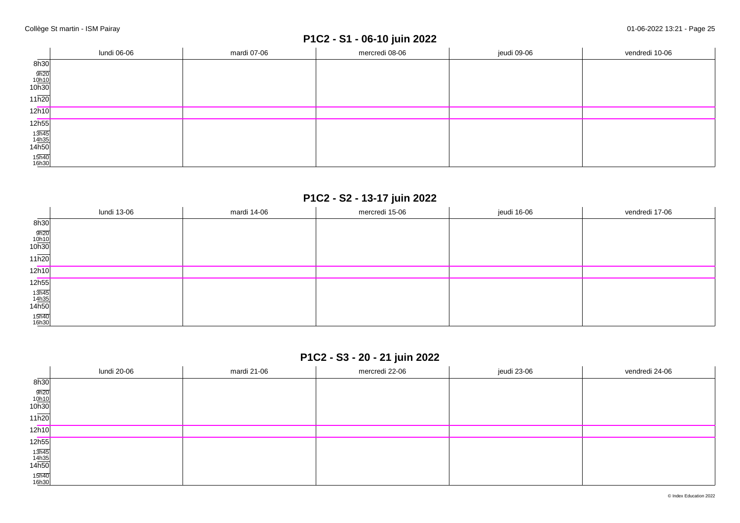## P1C2 - S1 - 06-10 juin 2022

| | lundi 06-06 | mardi 07-06 | mercredi 08-06 | jeudi 09-06 | vendredi 10-06 |
|---|---|---|---|---|---|
| 8h30 | | | | | |
| 9h20 | | | | | |
| 10h10 | | | | | |
| 10h30 | | | | | |
| 11h20 | | | | | |
| 12h10 | | | | | |
| 12h55 | | | | | |
| 13h45 | | | | | |
| 14h35 | | | | | |
| 14h50 | | | | | |
| 15h40 | | | | | |
| 16h30 | | | | | |

## P1C2 - S2 - 13-17 juin 2022

| | lundi 13-06 | mardi 14-06 | mercredi 15-06 | jeudi 16-06 | vendredi 17-06 |
|---|---|---|---|---|---|
| 8h30 | | | | | |
| 9h20 | | | | | |
| 10h10 | | | | | |
| 10h30 | | | | | |
| 11h20 | | | | | |
| 12h10 | | | | | |
| 12h55 | | | | | |
| 13h45 | | | | | |
| 14h35 | | | | | |
| 14h50 | | | | | |
| 15h40 | | | | | |
| 16h30 | | | | | |

## P1C2 - S3 - 20 - 21 juin 2022

| | lundi 20-06 | mardi 21-06 | mercredi 22-06 | jeudi 23-06 | vendredi 24-06 |
|---|---|---|---|---|---|
| 8h30 | | | | | |
| 9h20 | | | | | |
| 10h10 | | | | | |
| 10h30 | | | | | |
| 11h20 | | | | | |
| 12h10 | | | | | |
| 12h55 | | | | | |
| 13h45 | | | | | |
| 14h35 | | | | | |
| 14h50 | | | | | |
| 15h40 | | | | | |
| 16h30 | | | | | |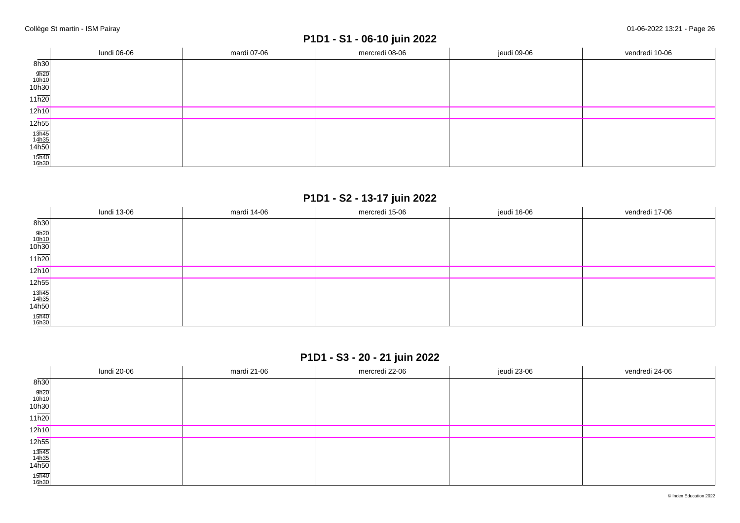## P1D1 - S1 - 06-10 juin 2022

| | lundi 06-06 | mardi 07-06 | mercredi 08-06 | jeudi 09-06 | vendredi 10-06 |
|---|---|---|---|---|---|
| 8h30 | | | | | |
| 9h20 | | | | | |
| 10h10 | | | | | |
| 10h30 | | | | | |
| 11h20 | | | | | |
| 12h10 | | | | | |
| 12h55 | | | | | |
| 13h45 | | | | | |
| 14h35 | | | | | |
| 14h50 | | | | | |
| 15h40 | | | | | |
| 16h30 | | | | | |

## P1D1 - S2 - 13-17 juin 2022

| | lundi 13-06 | mardi 14-06 | mercredi 15-06 | jeudi 16-06 | vendredi 17-06 |
|---|---|---|---|---|---|
| 8h30 | | | | | |
| 9h20 | | | | | |
| 10h10 | | | | | |
| 10h30 | | | | | |
| 11h20 | | | | | |
| 12h10 | | | | | |
| 12h55 | | | | | |
| 13h45 | | | | | |
| 14h35 | | | | | |
| 14h50 | | | | | |
| 15h40 | | | | | |
| 16h30 | | | | | |

## P1D1 - S3 - 20 - 21 juin 2022

| | lundi 20-06 | mardi 21-06 | mercredi 22-06 | jeudi 23-06 | vendredi 24-06 |
|---|---|---|---|---|---|
| 8h30 | | | | | |
| 9h20 | | | | | |
| 10h10 | | | | | |
| 10h30 | | | | | |
| 11h20 | | | | | |
| 12h10 | | | | | |
| 12h55 | | | | | |
| 13h45 | | | | | |
| 14h35 | | | | | |
| 14h50 | | | | | |
| 15h40 | | | | | |
| 16h30 | | | | | |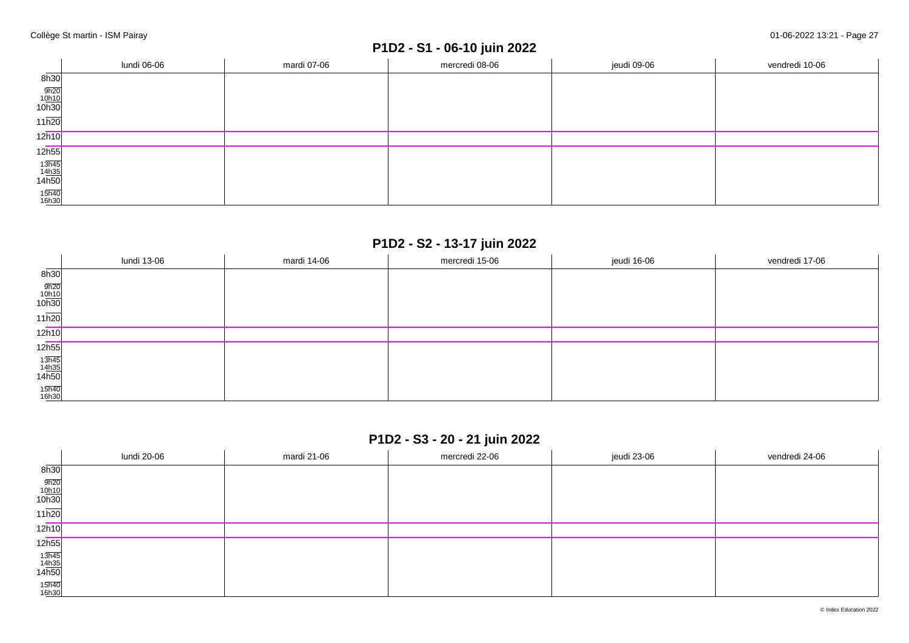## P1D2 - S1 - 06-10 juin 2022

| | lundi 06-06 | mardi 07-06 | mercredi 08-06 | jeudi 09-06 | vendredi 10-06 |
|---|---|---|---|---|---|
| 8h30 | | | | | |
| 9h20 | | | | | |
| 10h10 | | | | | |
| 10h30 | | | | | |
| 11h20 | | | | | |
| 12h10 | | | | | |
| 12h55 | | | | | |
| 13h45 | | | | | |
| 14h35 | | | | | |
| 14h50 | | | | | |
| 15h40 | | | | | |
| 16h30 | | | | | |

## P1D2 - S2 - 13-17 juin 2022

| | lundi 13-06 | mardi 14-06 | mercredi 15-06 | jeudi 16-06 | vendredi 17-06 |
|---|---|---|---|---|---|
| 8h30 | | | | | |
| 9h20 | | | | | |
| 10h10 | | | | | |
| 10h30 | | | | | |
| 11h20 | | | | | |
| 12h10 | | | | | |
| 12h55 | | | | | |
| 13h45 | | | | | |
| 14h35 | | | | | |
| 14h50 | | | | | |
| 15h40 | | | | | |
| 16h30 | | | | | |

## P1D2 - S3 - 20 - 21 juin 2022

| | lundi 20-06 | mardi 21-06 | mercredi 22-06 | jeudi 23-06 | vendredi 24-06 |
|---|---|---|---|---|---|
| 8h30 | | | | | |
| 9h20 | | | | | |
| 10h10 | | | | | |
| 10h30 | | | | | |
| 11h20 | | | | | |
| 12h10 | | | | | |
| 12h55 | | | | | |
| 13h45 | | | | | |
| 14h35 | | | | | |
| 14h50 | | | | | |
| 15h40 | | | | | |
| 16h30 | | | | | |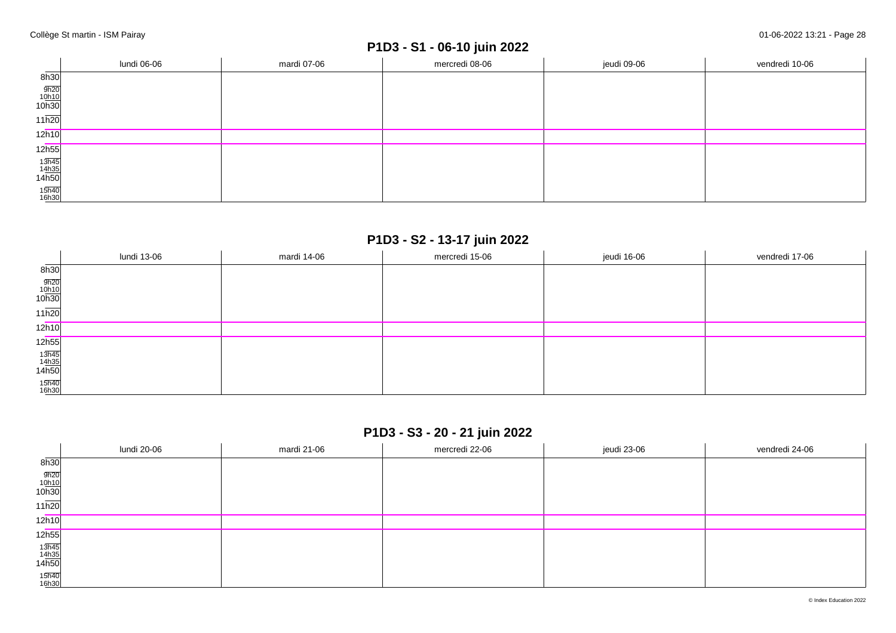## P1D3 - S1 - 06-10 juin 2022

| | lundi 06-06 | mardi 07-06 | mercredi 08-06 | jeudi 09-06 | vendredi 10-06 |
|---|---|---|---|---|---|
| 8h30 | | | | | |
| 9h20 | | | | | |
| 10h10 | | | | | |
| 10h30 | | | | | |
| 11h20 | | | | | |
| 12h10 | | | | | |
| 12h55 | | | | | |
| 13h45 | | | | | |
| 14h35 | | | | | |
| 14h50 | | | | | |
| 15h40 | | | | | |
| 16h30 | | | | | |

## P1D3 - S2 - 13-17 juin 2022

| | lundi 13-06 | mardi 14-06 | mercredi 15-06 | jeudi 16-06 | vendredi 17-06 |
|---|---|---|---|---|---|
| 8h30 | | | | | |
| 9h20 | | | | | |
| 10h10 | | | | | |
| 10h30 | | | | | |
| 11h20 | | | | | |
| 12h10 | | | | | |
| 12h55 | | | | | |
| 13h45 | | | | | |
| 14h35 | | | | | |
| 14h50 | | | | | |
| 15h40 | | | | | |
| 16h30 | | | | | |

## P1D3 - S3 - 20 - 21 juin 2022

| | lundi 20-06 | mardi 21-06 | mercredi 22-06 | jeudi 23-06 | vendredi 24-06 |
|---|---|---|---|---|---|
| 8h30 | | | | | |
| 9h20 | | | | | |
| 10h10 | | | | | |
| 10h30 | | | | | |
| 11h20 | | | | | |
| 12h10 | | | | | |
| 12h55 | | | | | |
| 13h45 | | | | | |
| 14h35 | | | | | |
| 14h50 | | | | | |
| 15h40 | | | | | |
| 16h30 | | | | | |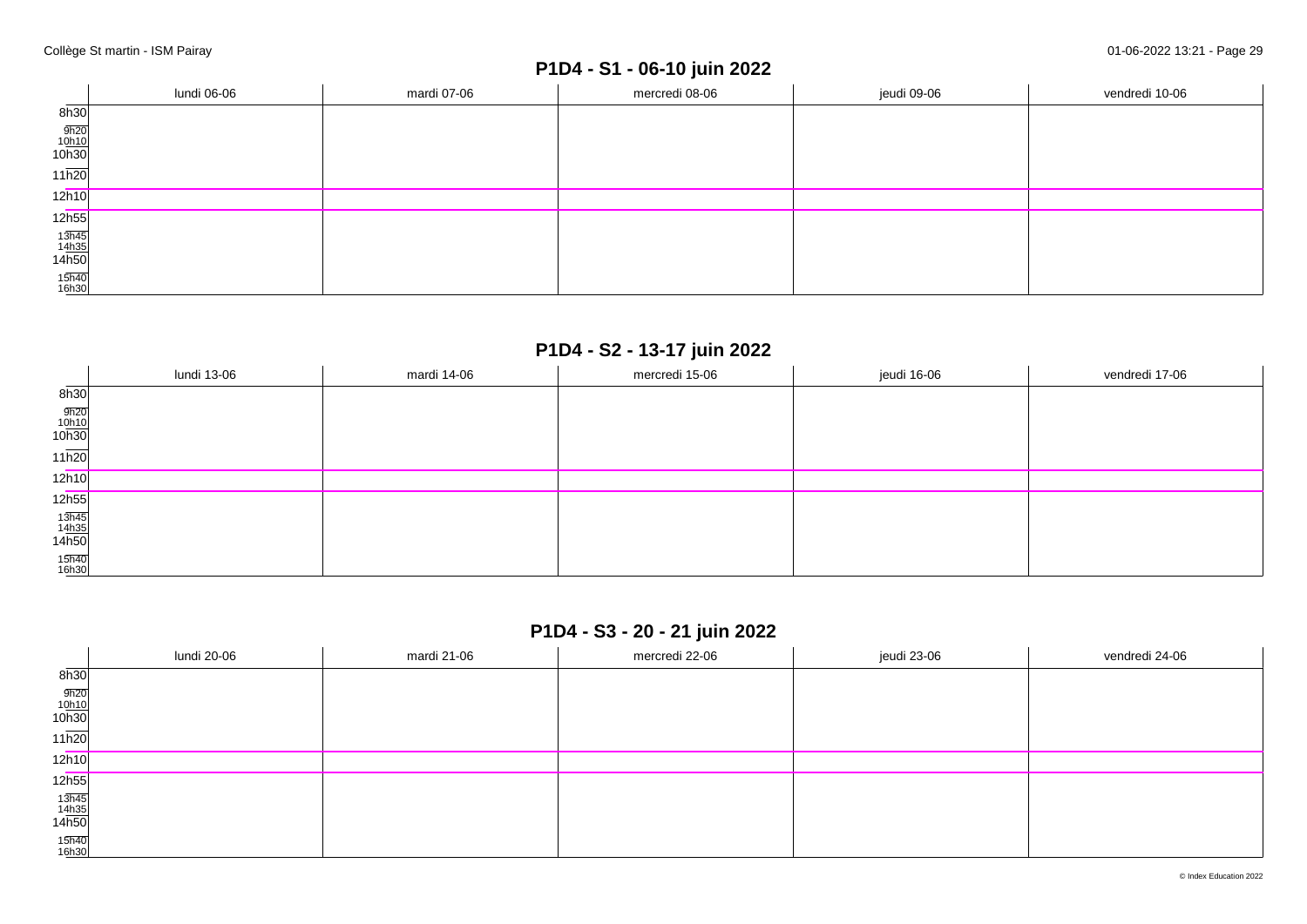## P1D4 - S1 - 06-10 juin 2022

| | lundi 06-06 | mardi 07-06 | mercredi 08-06 | jeudi 09-06 | vendredi 10-06 |
|---|---|---|---|---|---|
| 8h30 | | | | | |
| 9h20 | | | | | |
| 10h10 | | | | | |
| 10h30 | | | | | |
| 11h20 | | | | | |
| 12h10 | | | | | |
| 12h55 | | | | | |
| 13h45 | | | | | |
| 14h35 | | | | | |
| 14h50 | | | | | |
| 15h40 | | | | | |
| 16h30 | | | | | |

## P1D4 - S2 - 13-17 juin 2022

| | lundi 13-06 | mardi 14-06 | mercredi 15-06 | jeudi 16-06 | vendredi 17-06 |
|---|---|---|---|---|---|
| 8h30 | | | | | |
| 9h20 | | | | | |
| 10h10 | | | | | |
| 10h30 | | | | | |
| 11h20 | | | | | |
| 12h10 | | | | | |
| 12h55 | | | | | |
| 13h45 | | | | | |
| 14h35 | | | | | |
| 14h50 | | | | | |
| 15h40 | | | | | |
| 16h30 | | | | | |

## P1D4 - S3 - 20 - 21 juin 2022

| | lundi 20-06 | mardi 21-06 | mercredi 22-06 | jeudi 23-06 | vendredi 24-06 |
|---|---|---|---|---|---|
| 8h30 | | | | | |
| 9h20 | | | | | |
| 10h10 | | | | | |
| 10h30 | | | | | |
| 11h20 | | | | | |
| 12h10 | | | | | |
| 12h55 | | | | | |
| 13h45 | | | | | |
| 14h35 | | | | | |
| 14h50 | | | | | |
| 15h40 | | | | | |
| 16h30 | | | | | |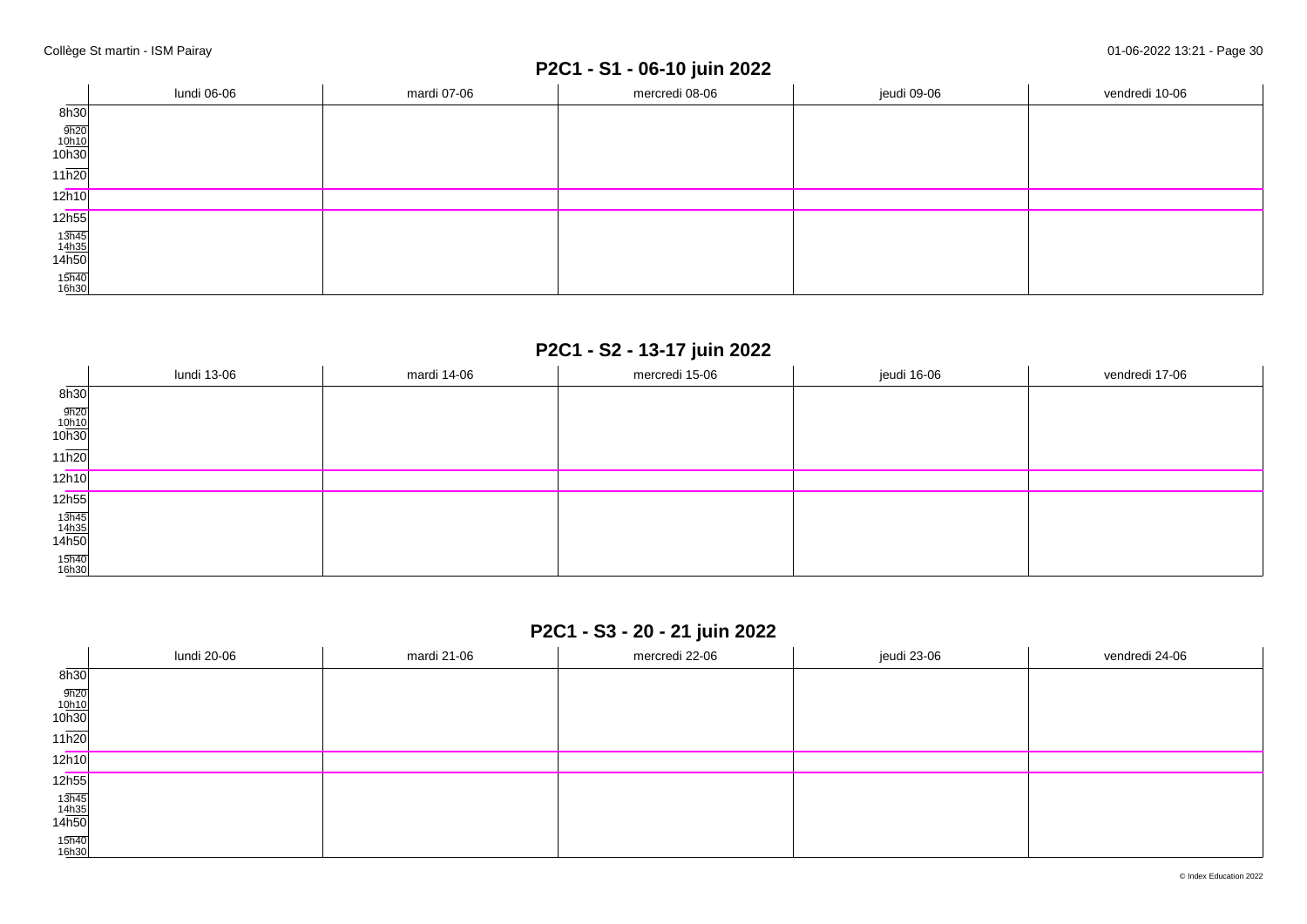## P2C1 - S1 - 06-10 juin 2022

| | lundi 06-06 | mardi 07-06 | mercredi 08-06 | jeudi 09-06 | vendredi 10-06 |
|---|---|---|---|---|---|
| 8h30 | | | | | |
| 9h20 | | | | | |
| 10h10 | | | | | |
| 10h30 | | | | | |
| 11h20 | | | | | |
| 12h10 | | | | | |
| 12h55 | | | | | |
| 13h45 | | | | | |
| 14h35 | | | | | |
| 14h50 | | | | | |
| 15h40 | | | | | |
| 16h30 | | | | | |

## P2C1 - S2 - 13-17 juin 2022

| | lundi 13-06 | mardi 14-06 | mercredi 15-06 | jeudi 16-06 | vendredi 17-06 |
|---|---|---|---|---|---|
| 8h30 | | | | | |
| 9h20 | | | | | |
| 10h10 | | | | | |
| 10h30 | | | | | |
| 11h20 | | | | | |
| 12h10 | | | | | |
| 12h55 | | | | | |
| 13h45 | | | | | |
| 14h35 | | | | | |
| 14h50 | | | | | |
| 15h40 | | | | | |
| 16h30 | | | | | |

## P2C1 - S3 - 20 - 21 juin 2022

| | lundi 20-06 | mardi 21-06 | mercredi 22-06 | jeudi 23-06 | vendredi 24-06 |
|---|---|---|---|---|---|
| 8h30 | | | | | |
| 9h20 | | | | | |
| 10h10 | | | | | |
| 10h30 | | | | | |
| 11h20 | | | | | |
| 12h10 | | | | | |
| 12h55 | | | | | |
| 13h45 | | | | | |
| 14h35 | | | | | |
| 14h50 | | | | | |
| 15h40 | | | | | |
| 16h30 | | | | | |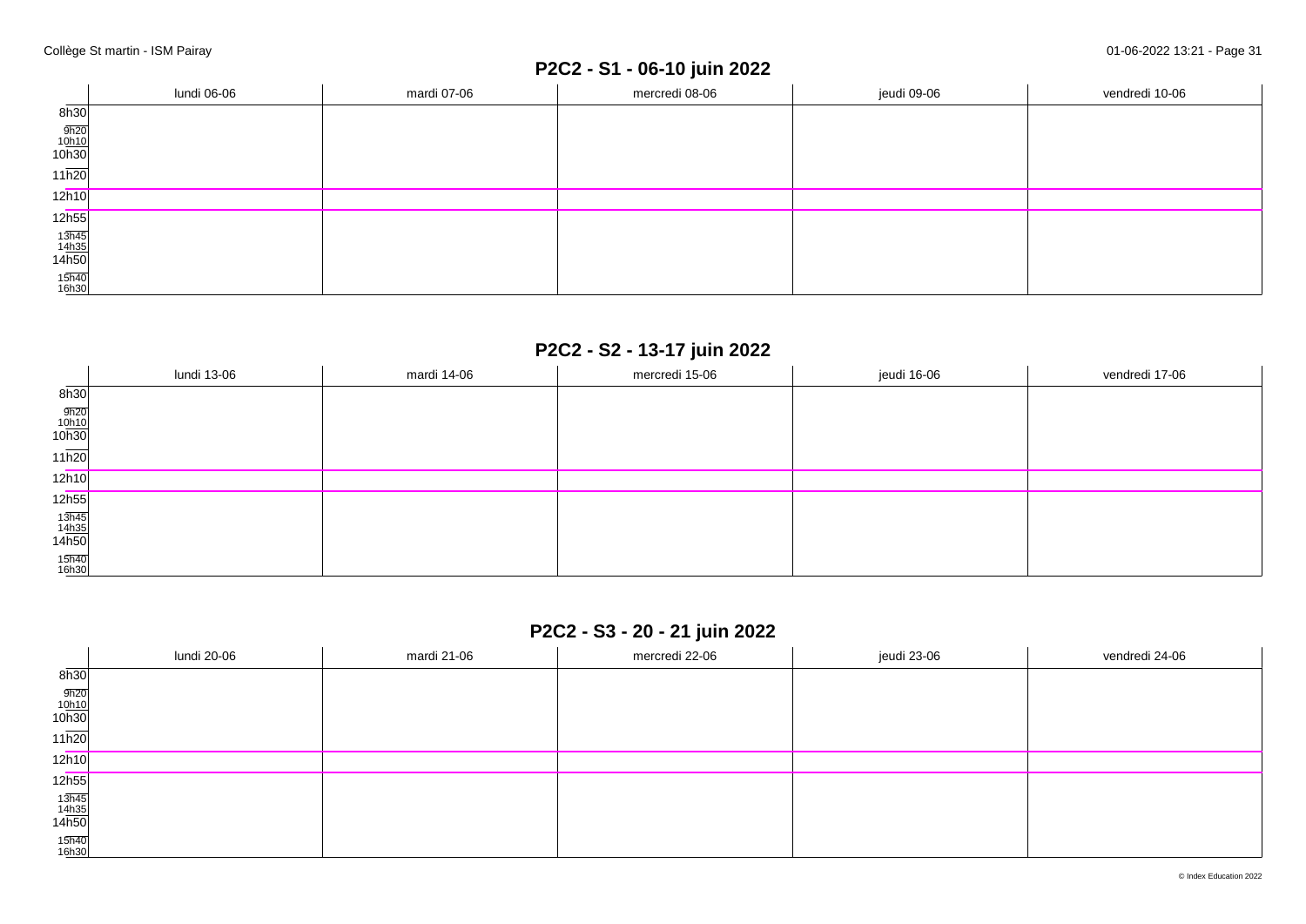## P2C2 - S1 - 06-10 juin 2022

| | lundi 06-06 | mardi 07-06 | mercredi 08-06 | jeudi 09-06 | vendredi 10-06 |
|---|---|---|---|---|---|
| 8h30 | | | | | |
| 9h20 | | | | | |
| 10h10 | | | | | |
| 10h30 | | | | | |
| 11h20 | | | | | |
| 12h10 | | | | | |
| 12h55 | | | | | |
| 13h45 | | | | | |
| 14h35 | | | | | |
| 14h50 | | | | | |
| 15h40 | | | | | |
| 16h30 | | | | | |

## P2C2 - S2 - 13-17 juin 2022

| | lundi 13-06 | mardi 14-06 | mercredi 15-06 | jeudi 16-06 | vendredi 17-06 |
|---|---|---|---|---|---|
| 8h30 | | | | | |
| 9h20 | | | | | |
| 10h10 | | | | | |
| 10h30 | | | | | |
| 11h20 | | | | | |
| 12h10 | | | | | |
| 12h55 | | | | | |
| 13h45 | | | | | |
| 14h35 | | | | | |
| 14h50 | | | | | |
| 15h40 | | | | | |
| 16h30 | | | | | |

## P2C2 - S3 - 20 - 21 juin 2022

| | lundi 20-06 | mardi 21-06 | mercredi 22-06 | jeudi 23-06 | vendredi 24-06 |
|---|---|---|---|---|---|
| 8h30 | | | | | |
| 9h20 | | | | | |
| 10h10 | | | | | |
| 10h30 | | | | | |
| 11h20 | | | | | |
| 12h10 | | | | | |
| 12h55 | | | | | |
| 13h45 | | | | | |
| 14h35 | | | | | |
| 14h50 | | | | | |
| 15h40 | | | | | |
| 16h30 | | | | | |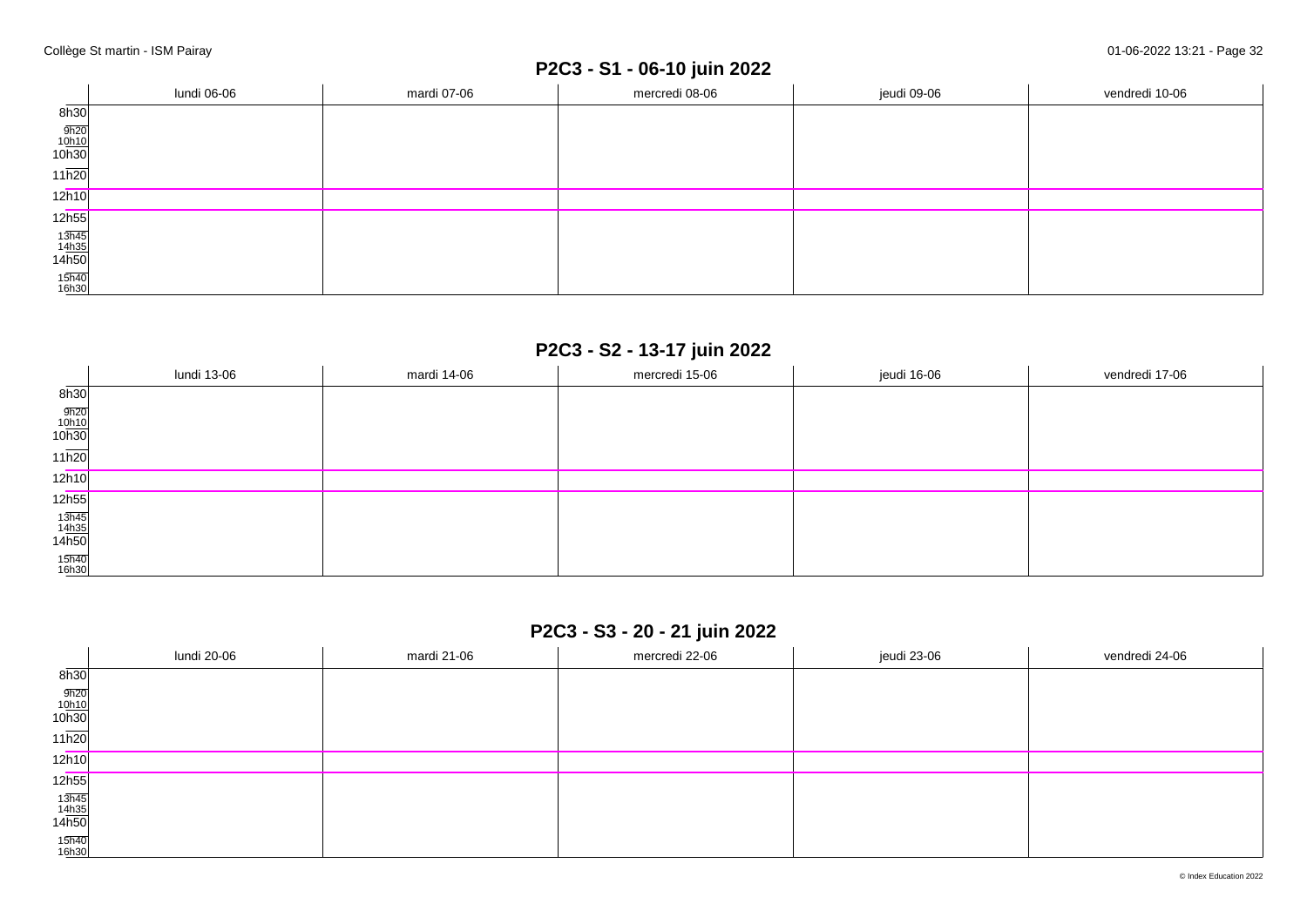## P2C3 - S1 - 06-10 juin 2022

| | lundi 06-06 | mardi 07-06 | mercredi 08-06 | jeudi 09-06 | vendredi 10-06 |
|---|---|---|---|---|---|
| 8h30 | | | | | |
| 9h20 | | | | | |
| 10h10 | | | | | |
| 10h30 | | | | | |
| 11h20 | | | | | |
| 12h10 | | | | | |
| 12h55 | | | | | |
| 13h45 | | | | | |
| 14h35 | | | | | |
| 14h50 | | | | | |
| 15h40 | | | | | |
| 16h30 | | | | | |

## P2C3 - S2 - 13-17 juin 2022

| | lundi 13-06 | mardi 14-06 | mercredi 15-06 | jeudi 16-06 | vendredi 17-06 |
|---|---|---|---|---|---|
| 8h30 | | | | | |
| 9h20 | | | | | |
| 10h10 | | | | | |
| 10h30 | | | | | |
| 11h20 | | | | | |
| 12h10 | | | | | |
| 12h55 | | | | | |
| 13h45 | | | | | |
| 14h35 | | | | | |
| 14h50 | | | | | |
| 15h40 | | | | | |
| 16h30 | | | | | |

## P2C3 - S3 - 20 - 21 juin 2022

| | lundi 20-06 | mardi 21-06 | mercredi 22-06 | jeudi 23-06 | vendredi 24-06 |
|---|---|---|---|---|---|
| 8h30 | | | | | |
| 9h20 | | | | | |
| 10h10 | | | | | |
| 10h30 | | | | | |
| 11h20 | | | | | |
| 12h10 | | | | | |
| 12h55 | | | | | |
| 13h45 | | | | | |
| 14h35 | | | | | |
| 14h50 | | | | | |
| 15h40 | | | | | |
| 16h30 | | | | | |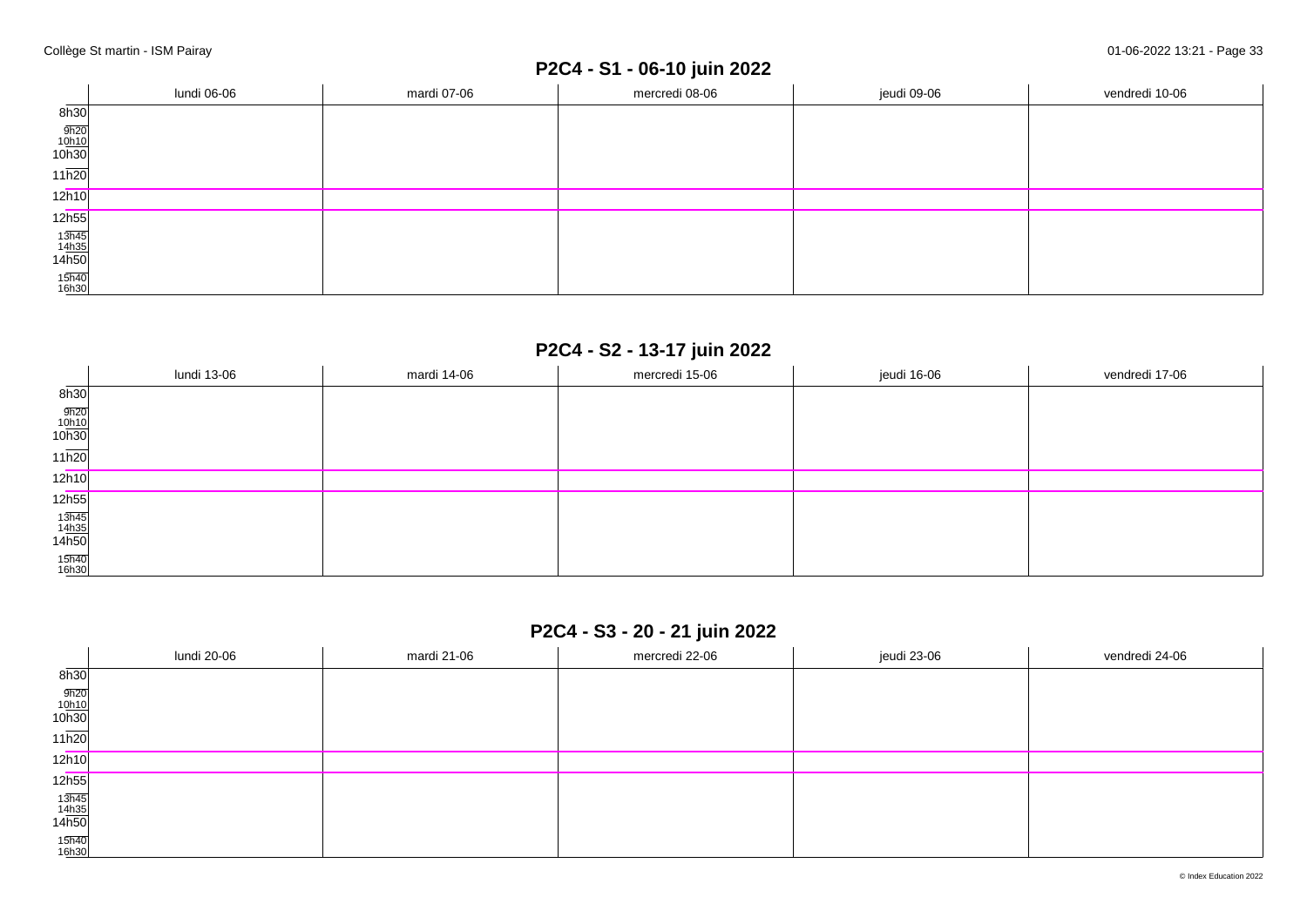## P2C4 - S1 - 06-10 juin 2022

| | lundi 06-06 | mardi 07-06 | mercredi 08-06 | jeudi 09-06 | vendredi 10-06 |
|---|---|---|---|---|---|
| 8h30 | | | | | |
| 9h20 | | | | | |
| 10h10 | | | | | |
| 10h30 | | | | | |
| 11h20 | | | | | |
| 12h10 | | | | | |
| 12h55 | | | | | |
| 13h45 | | | | | |
| 14h35 | | | | | |
| 14h50 | | | | | |
| 15h40 | | | | | |
| 16h30 | | | | | |

## P2C4 - S2 - 13-17 juin 2022

| | lundi 13-06 | mardi 14-06 | mercredi 15-06 | jeudi 16-06 | vendredi 17-06 |
|---|---|---|---|---|---|
| 8h30 | | | | | |
| 9h20 | | | | | |
| 10h10 | | | | | |
| 10h30 | | | | | |
| 11h20 | | | | | |
| 12h10 | | | | | |
| 12h55 | | | | | |
| 13h45 | | | | | |
| 14h35 | | | | | |
| 14h50 | | | | | |
| 15h40 | | | | | |
| 16h30 | | | | | |

## P2C4 - S3 - 20 - 21 juin 2022

| | lundi 20-06 | mardi 21-06 | mercredi 22-06 | jeudi 23-06 | vendredi 24-06 |
|---|---|---|---|---|---|
| 8h30 | | | | | |
| 9h20 | | | | | |
| 10h10 | | | | | |
| 10h30 | | | | | |
| 11h20 | | | | | |
| 12h10 | | | | | |
| 12h55 | | | | | |
| 13h45 | | | | | |
| 14h35 | | | | | |
| 14h50 | | | | | |
| 15h40 | | | | | |
| 16h30 | | | | | |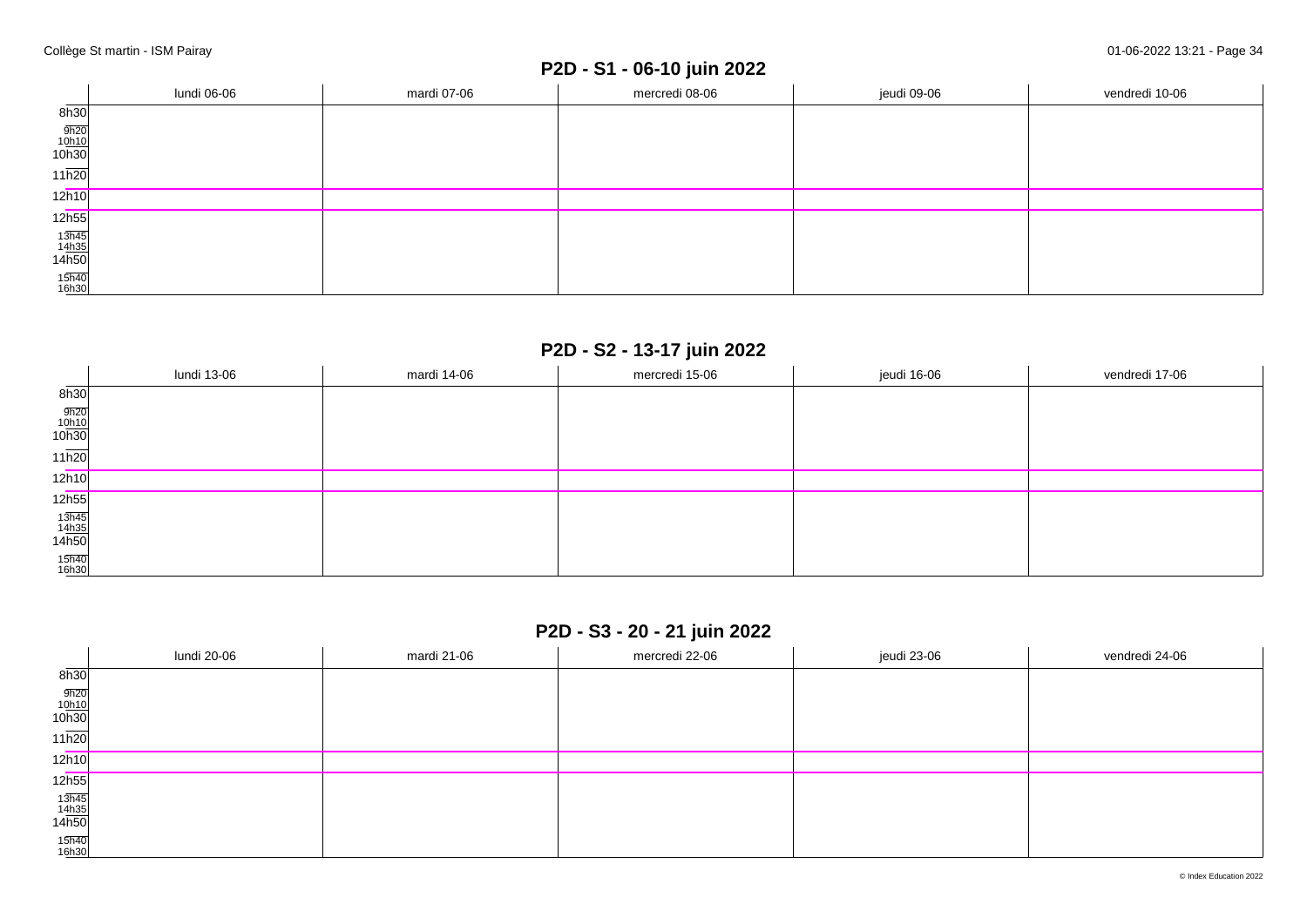## P2D - S1 - 06-10 juin 2022

| | lundi 06-06 | mardi 07-06 | mercredi 08-06 | jeudi 09-06 | vendredi 10-06 |
|---|---|---|---|---|---|
| 8h30 | | | | | |
| 9h20 | | | | | |
| 10h10 | | | | | |
| 10h30 | | | | | |
| 11h20 | | | | | |
| 12h10 | | | | | |
| 12h55 | | | | | |
| 13h45 | | | | | |
| 14h35 | | | | | |
| 14h50 | | | | | |
| 15h40 | | | | | |
| 16h30 | | | | | |

## P2D - S2 - 13-17 juin 2022

| | lundi 13-06 | mardi 14-06 | mercredi 15-06 | jeudi 16-06 | vendredi 17-06 |
|---|---|---|---|---|---|
| 8h30 | | | | | |
| 9h20 | | | | | |
| 10h10 | | | | | |
| 10h30 | | | | | |
| 11h20 | | | | | |
| 12h10 | | | | | |
| 12h55 | | | | | |
| 13h45 | | | | | |
| 14h35 | | | | | |
| 14h50 | | | | | |
| 15h40 | | | | | |
| 16h30 | | | | | |

## P2D - S3 - 20 - 21 juin 2022

| | lundi 20-06 | mardi 21-06 | mercredi 22-06 | jeudi 23-06 | vendredi 24-06 |
|---|---|---|---|---|---|
| 8h30 | | | | | |
| 9h20 | | | | | |
| 10h10 | | | | | |
| 10h30 | | | | | |
| 11h20 | | | | | |
| 12h10 | | | | | |
| 12h55 | | | | | |
| 13h45 | | | | | |
| 14h35 | | | | | |
| 14h50 | | | | | |
| 15h40 | | | | | |
| 16h30 | | | | | |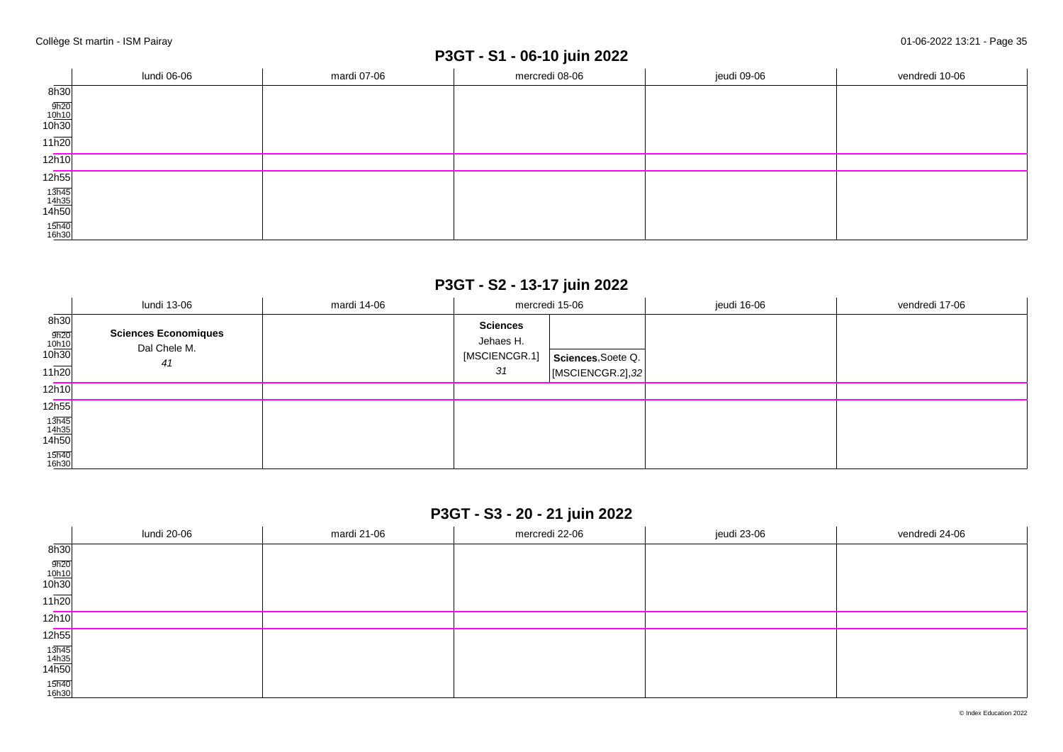## P3GT - S1 - 06-10 juin 2022

| | lundi 06-06 | mardi 07-06 | mercredi 08-06 | jeudi 09-06 | vendredi 10-06 |
|---|---|---|---|---|---|
| 8h30 | | | | | |
| 9h20 | | | | | |
| 10h10 | | | | | |
| 10h30 | | | | | |
| 11h20 | | | | | |
| 12h10 | | | | | |
| 12h55 | | | | | |
| 13h45 | | | | | |
| 14h35 | | | | | |
| 14h50 | | | | | |
| 15h40 | | | | | |
| 16h30 | | | | | |

## P3GT - S2 - 13-17 juin 2022

| | lundi 13-06 | mardi 14-06 | mercredi 15-06 | | jeudi 16-06 | vendredi 17-06 |
|---|---|---|---|---|---|---|
| 8h30 - 11h20 | **Sciences Economiques** Dal Chele M. *41* | | **Sciences** Jehaes H. [MSCIENCGR.1] *31* | **Sciences**, Soete Q. [MSCIENCGR.2], *32* | | |
| 12h10 | | | | | | |
| 12h55 | | | | | | |
| 13h45 | | | | | | |
| 14h35 | | | | | | |
| 14h50 | | | | | | |
| 15h40 | | | | | | |
| 16h30 | | | | | | |

## P3GT - S3 - 20 - 21 juin 2022

| | lundi 20-06 | mardi 21-06 | mercredi 22-06 | jeudi 23-06 | vendredi 24-06 |
|---|---|---|---|---|---|
| 8h30 | | | | | |
| 9h20 | | | | | |
| 10h10 | | | | | |
| 10h30 | | | | | |
| 11h20 | | | | | |
| 12h10 | | | | | |
| 12h55 | | | | | |
| 13h45 | | | | | |
| 14h35 | | | | | |
| 14h50 | | | | | |
| 15h40 | | | | | |
| 16h30 | | | | | |